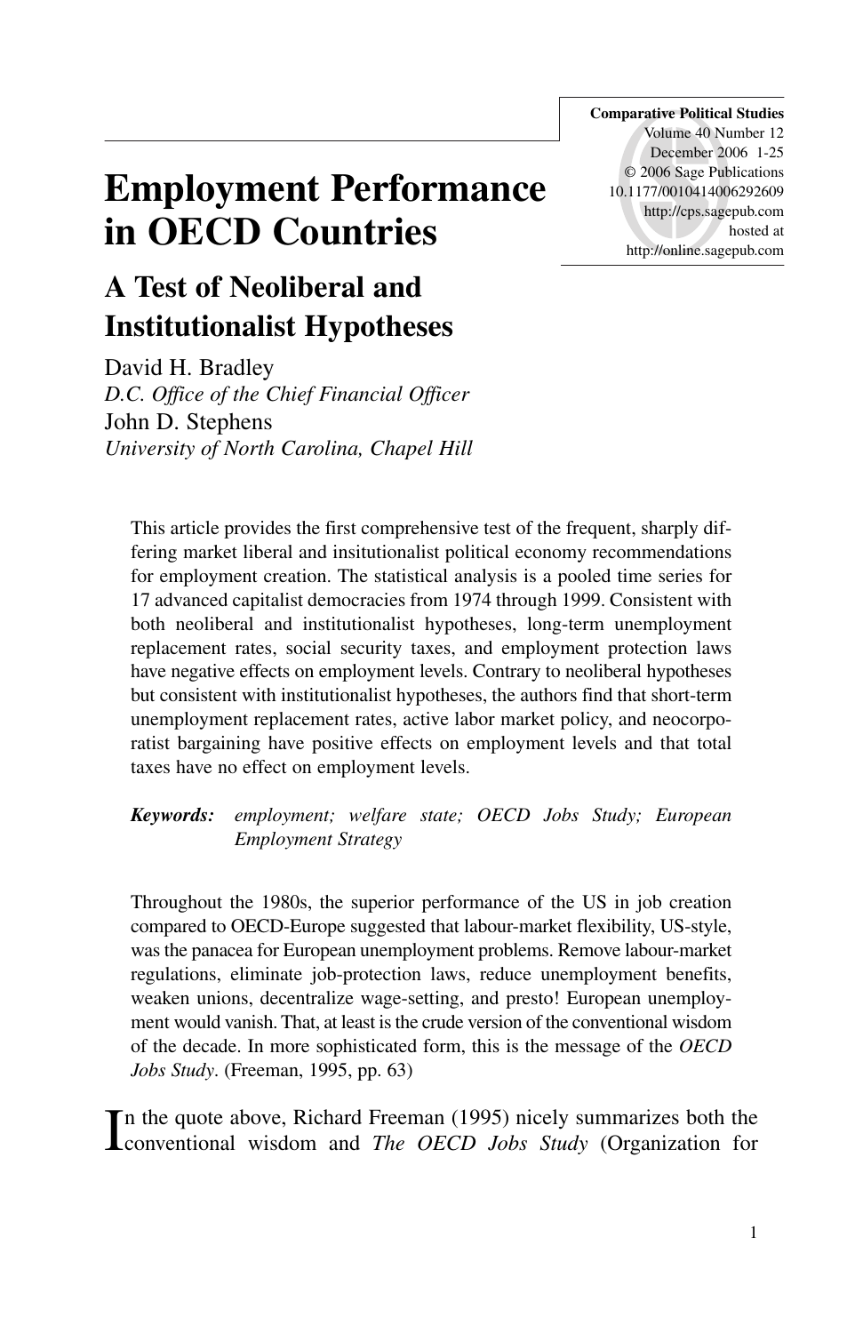# Employment Performance in OECD Countries

## A Test of Neoliberal and Institutionalist Hypotheses

David H. Bradley
*D.C. Office of the Chief Financial Officer*
John D. Stephens
*University of North Carolina, Chapel Hill*

This article provides the first comprehensive test of the frequent, sharply differing market liberal and insitutionalist political economy recommendations for employment creation. The statistical analysis is a pooled time series for 17 advanced capitalist democracies from 1974 through 1999. Consistent with both neoliberal and institutionalist hypotheses, long-term unemployment replacement rates, social security taxes, and employment protection laws have negative effects on employment levels. Contrary to neoliberal hypotheses but consistent with institutionalist hypotheses, the authors find that short-term unemployment replacement rates, active labor market policy, and neocorporatist bargaining have positive effects on employment levels and that total taxes have no effect on employment levels.

***Keywords:*** *employment; welfare state; OECD Jobs Study; European Employment Strategy*

Throughout the 1980s, the superior performance of the US in job creation compared to OECD-Europe suggested that labour-market flexibility, US-style, was the panacea for European unemployment problems. Remove labour-market regulations, eliminate job-protection laws, reduce unemployment benefits, weaken unions, decentralize wage-setting, and presto! European unemployment would vanish. That, at least is the crude version of the conventional wisdom of the decade. In more sophisticated form, this is the message of the *OECD Jobs Study*. (Freeman, 1995, pp. 63)

In the quote above, Richard Freeman (1995) nicely summarizes both the conventional wisdom and *The OECD Jobs Study* (Organization for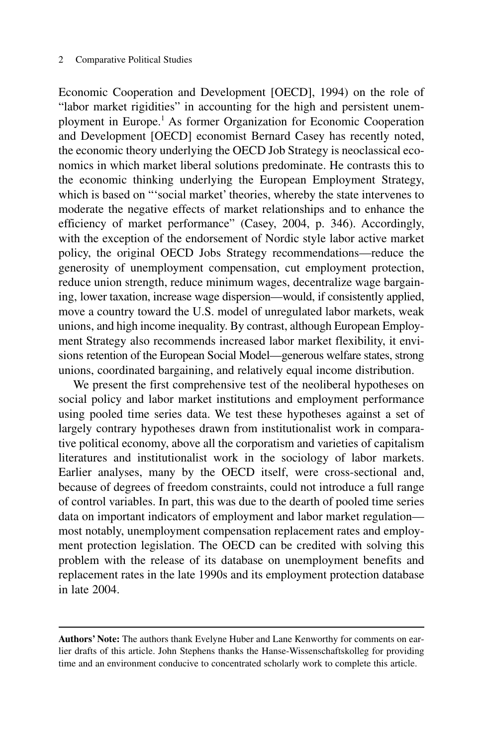Economic Cooperation and Development [OECD], 1994) on the role of "labor market rigidities" in accounting for the high and persistent unemployment in Europe.[1] As former Organization for Economic Cooperation and Development [OECD] economist Bernard Casey has recently noted, the economic theory underlying the OECD Job Strategy is neoclassical economics in which market liberal solutions predominate. He contrasts this to the economic thinking underlying the European Employment Strategy, which is based on "'social market' theories, whereby the state intervenes to moderate the negative effects of market relationships and to enhance the efficiency of market performance" (Casey, 2004, p. 346). Accordingly, with the exception of the endorsement of Nordic style labor active market policy, the original OECD Jobs Strategy recommendations—reduce the generosity of unemployment compensation, cut employment protection, reduce union strength, reduce minimum wages, decentralize wage bargaining, lower taxation, increase wage dispersion—would, if consistently applied, move a country toward the U.S. model of unregulated labor markets, weak unions, and high income inequality. By contrast, although European Employment Strategy also recommends increased labor market flexibility, it envisions retention of the European Social Model—generous welfare states, strong unions, coordinated bargaining, and relatively equal income distribution.

We present the first comprehensive test of the neoliberal hypotheses on social policy and labor market institutions and employment performance using pooled time series data. We test these hypotheses against a set of largely contrary hypotheses drawn from institutionalist work in comparative political economy, above all the corporatism and varieties of capitalism literatures and institutionalist work in the sociology of labor markets. Earlier analyses, many by the OECD itself, were cross-sectional and, because of degrees of freedom constraints, could not introduce a full range of control variables. In part, this was due to the dearth of pooled time series data on important indicators of employment and labor market regulation—most notably, unemployment compensation replacement rates and employment protection legislation. The OECD can be credited with solving this problem with the release of its database on unemployment benefits and replacement rates in the late 1990s and its employment protection database in late 2004.

---

**Authors' Note:** The authors thank Evelyne Huber and Lane Kenworthy for comments on earlier drafts of this article. John Stephens thanks the Hanse-Wissenschaftskolleg for providing time and an environment conducive to concentrated scholarly work to complete this article.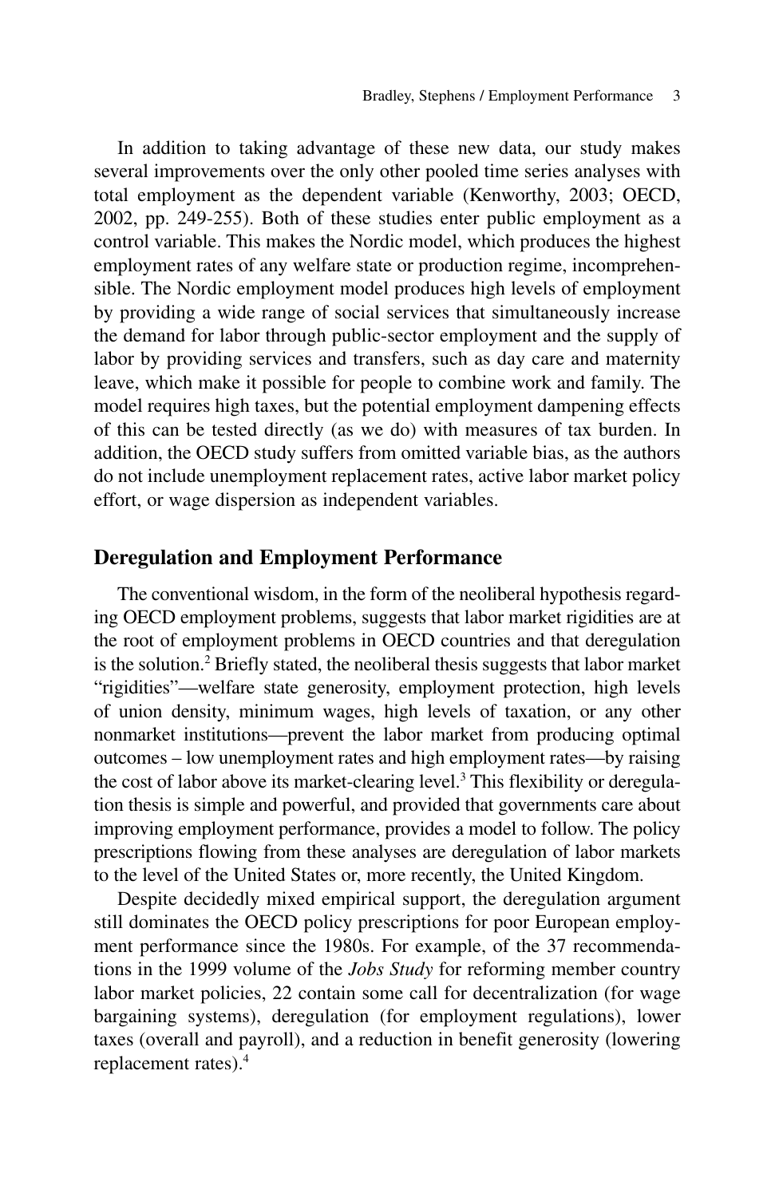In addition to taking advantage of these new data, our study makes several improvements over the only other pooled time series analyses with total employment as the dependent variable (Kenworthy, 2003; OECD, 2002, pp. 249-255). Both of these studies enter public employment as a control variable. This makes the Nordic model, which produces the highest employment rates of any welfare state or production regime, incomprehensible. The Nordic employment model produces high levels of employment by providing a wide range of social services that simultaneously increase the demand for labor through public-sector employment and the supply of labor by providing services and transfers, such as day care and maternity leave, which make it possible for people to combine work and family. The model requires high taxes, but the potential employment dampening effects of this can be tested directly (as we do) with measures of tax burden. In addition, the OECD study suffers from omitted variable bias, as the authors do not include unemployment replacement rates, active labor market policy effort, or wage dispersion as independent variables.

## Deregulation and Employment Performance

The conventional wisdom, in the form of the neoliberal hypothesis regarding OECD employment problems, suggests that labor market rigidities are at the root of employment problems in OECD countries and that deregulation is the solution.[2] Briefly stated, the neoliberal thesis suggests that labor market "rigidities"—welfare state generosity, employment protection, high levels of union density, minimum wages, high levels of taxation, or any other nonmarket institutions—prevent the labor market from producing optimal outcomes – low unemployment rates and high employment rates—by raising the cost of labor above its market-clearing level.[3] This flexibility or deregulation thesis is simple and powerful, and provided that governments care about improving employment performance, provides a model to follow. The policy prescriptions flowing from these analyses are deregulation of labor markets to the level of the United States or, more recently, the United Kingdom.

Despite decidedly mixed empirical support, the deregulation argument still dominates the OECD policy prescriptions for poor European employment performance since the 1980s. For example, of the 37 recommendations in the 1999 volume of the *Jobs Study* for reforming member country labor market policies, 22 contain some call for decentralization (for wage bargaining systems), deregulation (for employment regulations), lower taxes (overall and payroll), and a reduction in benefit generosity (lowering replacement rates).[4]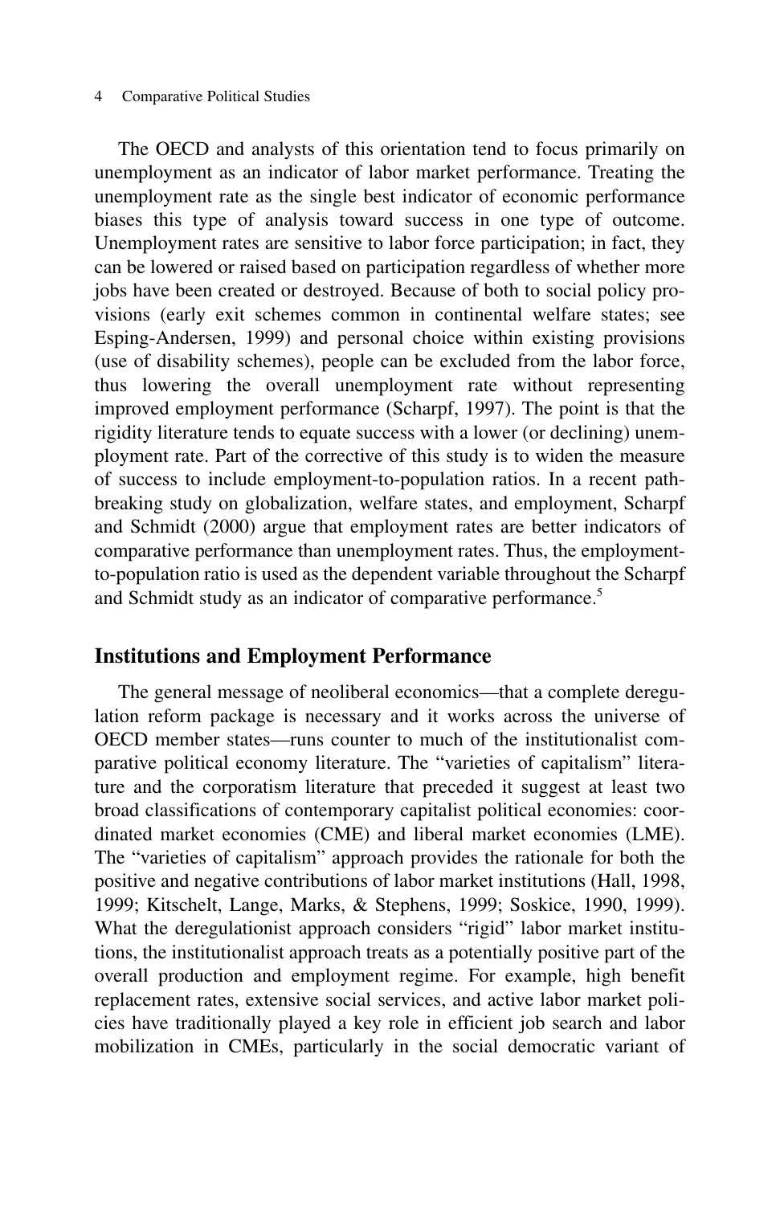The OECD and analysts of this orientation tend to focus primarily on unemployment as an indicator of labor market performance. Treating the unemployment rate as the single best indicator of economic performance biases this type of analysis toward success in one type of outcome. Unemployment rates are sensitive to labor force participation; in fact, they can be lowered or raised based on participation regardless of whether more jobs have been created or destroyed. Because of both to social policy provisions (early exit schemes common in continental welfare states; see Esping-Andersen, 1999) and personal choice within existing provisions (use of disability schemes), people can be excluded from the labor force, thus lowering the overall unemployment rate without representing improved employment performance (Scharpf, 1997). The point is that the rigidity literature tends to equate success with a lower (or declining) unemployment rate. Part of the corrective of this study is to widen the measure of success to include employment-to-population ratios. In a recent path-breaking study on globalization, welfare states, and employment, Scharpf and Schmidt (2000) argue that employment rates are better indicators of comparative performance than unemployment rates. Thus, the employment-to-population ratio is used as the dependent variable throughout the Scharpf and Schmidt study as an indicator of comparative performance.[5]

## Institutions and Employment Performance

The general message of neoliberal economics—that a complete deregulation reform package is necessary and it works across the universe of OECD member states—runs counter to much of the institutionalist comparative political economy literature. The "varieties of capitalism" literature and the corporatism literature that preceded it suggest at least two broad classifications of contemporary capitalist political economies: coordinated market economies (CME) and liberal market economies (LME). The "varieties of capitalism" approach provides the rationale for both the positive and negative contributions of labor market institutions (Hall, 1998, 1999; Kitschelt, Lange, Marks, & Stephens, 1999; Soskice, 1990, 1999). What the deregulationist approach considers "rigid" labor market institutions, the institutionalist approach treats as a potentially positive part of the overall production and employment regime. For example, high benefit replacement rates, extensive social services, and active labor market policies have traditionally played a key role in efficient job search and labor mobilization in CMEs, particularly in the social democratic variant of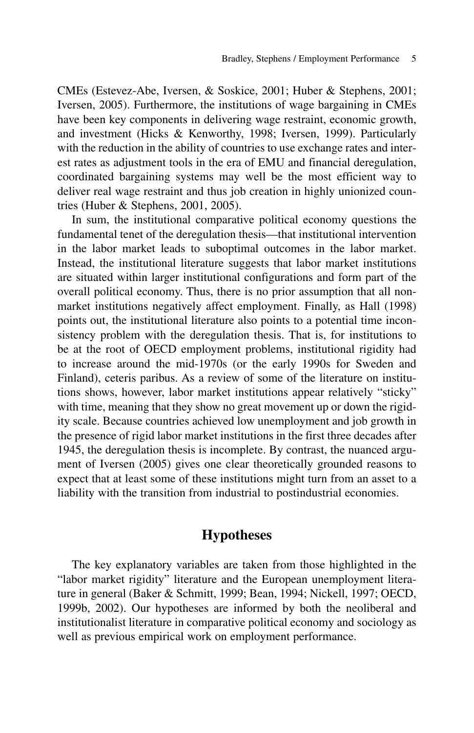CMEs (Estevez-Abe, Iversen, & Soskice, 2001; Huber & Stephens, 2001; Iversen, 2005). Furthermore, the institutions of wage bargaining in CMEs have been key components in delivering wage restraint, economic growth, and investment (Hicks & Kenworthy, 1998; Iversen, 1999). Particularly with the reduction in the ability of countries to use exchange rates and interest rates as adjustment tools in the era of EMU and financial deregulation, coordinated bargaining systems may well be the most efficient way to deliver real wage restraint and thus job creation in highly unionized countries (Huber & Stephens, 2001, 2005).

In sum, the institutional comparative political economy questions the fundamental tenet of the deregulation thesis—that institutional intervention in the labor market leads to suboptimal outcomes in the labor market. Instead, the institutional literature suggests that labor market institutions are situated within larger institutional configurations and form part of the overall political economy. Thus, there is no prior assumption that all non-market institutions negatively affect employment. Finally, as Hall (1998) points out, the institutional literature also points to a potential time inconsistency problem with the deregulation thesis. That is, for institutions to be at the root of OECD employment problems, institutional rigidity had to increase around the mid-1970s (or the early 1990s for Sweden and Finland), ceteris paribus. As a review of some of the literature on institutions shows, however, labor market institutions appear relatively "sticky" with time, meaning that they show no great movement up or down the rigidity scale. Because countries achieved low unemployment and job growth in the presence of rigid labor market institutions in the first three decades after 1945, the deregulation thesis is incomplete. By contrast, the nuanced argument of Iversen (2005) gives one clear theoretically grounded reasons to expect that at least some of these institutions might turn from an asset to a liability with the transition from industrial to postindustrial economies.

## Hypotheses

The key explanatory variables are taken from those highlighted in the "labor market rigidity" literature and the European unemployment literature in general (Baker & Schmitt, 1999; Bean, 1994; Nickell, 1997; OECD, 1999b, 2002). Our hypotheses are informed by both the neoliberal and institutionalist literature in comparative political economy and sociology as well as previous empirical work on employment performance.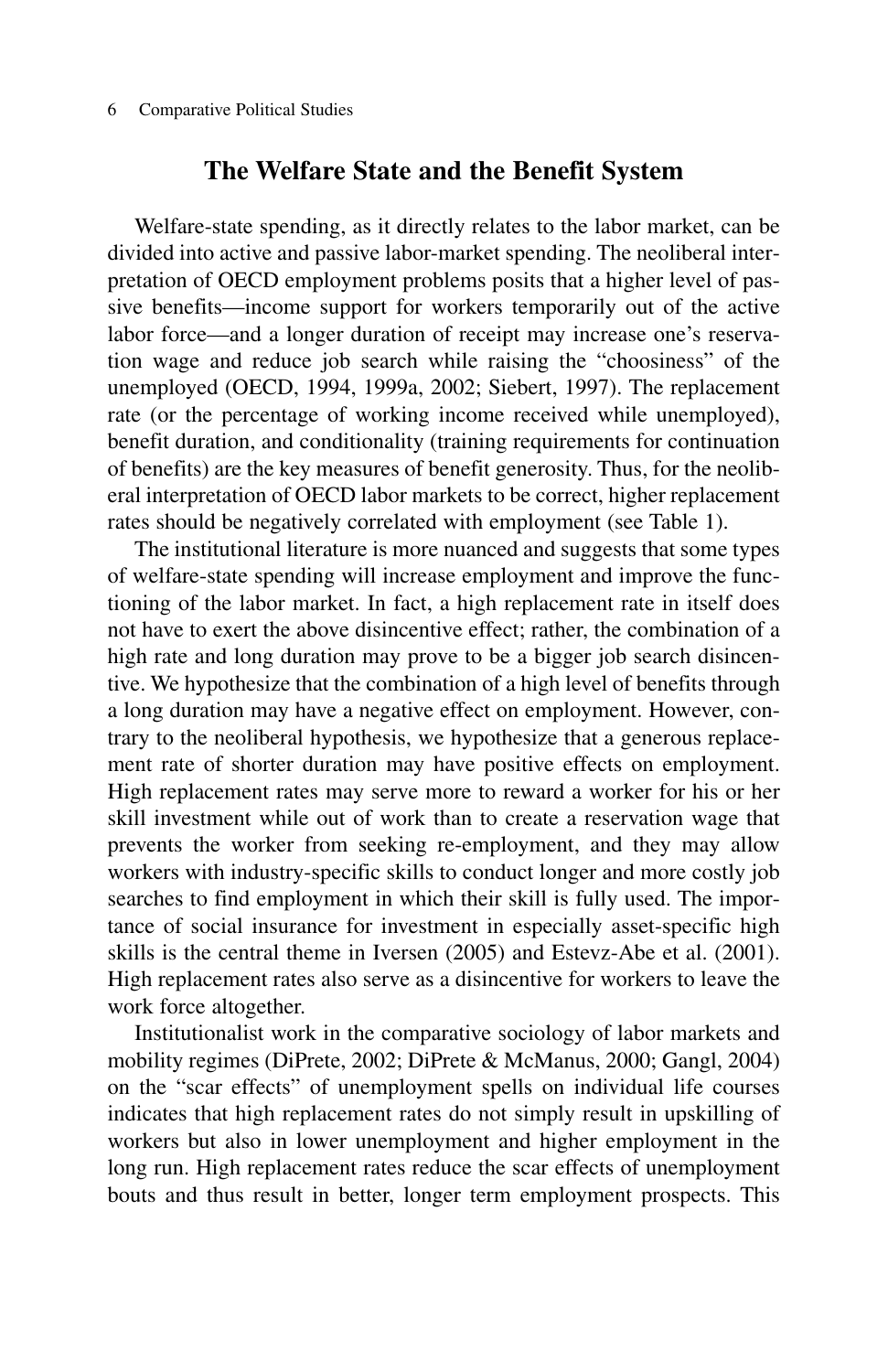## The Welfare State and the Benefit System

Welfare-state spending, as it directly relates to the labor market, can be divided into active and passive labor-market spending. The neoliberal interpretation of OECD employment problems posits that a higher level of passive benefits—income support for workers temporarily out of the active labor force—and a longer duration of receipt may increase one's reservation wage and reduce job search while raising the "choosiness" of the unemployed (OECD, 1994, 1999a, 2002; Siebert, 1997). The replacement rate (or the percentage of working income received while unemployed), benefit duration, and conditionality (training requirements for continuation of benefits) are the key measures of benefit generosity. Thus, for the neoliberal interpretation of OECD labor markets to be correct, higher replacement rates should be negatively correlated with employment (see Table 1).

The institutional literature is more nuanced and suggests that some types of welfare-state spending will increase employment and improve the functioning of the labor market. In fact, a high replacement rate in itself does not have to exert the above disincentive effect; rather, the combination of a high rate and long duration may prove to be a bigger job search disincentive. We hypothesize that the combination of a high level of benefits through a long duration may have a negative effect on employment. However, contrary to the neoliberal hypothesis, we hypothesize that a generous replacement rate of shorter duration may have positive effects on employment. High replacement rates may serve more to reward a worker for his or her skill investment while out of work than to create a reservation wage that prevents the worker from seeking re-employment, and they may allow workers with industry-specific skills to conduct longer and more costly job searches to find employment in which their skill is fully used. The importance of social insurance for investment in especially asset-specific high skills is the central theme in Iversen (2005) and Estevz-Abe et al. (2001). High replacement rates also serve as a disincentive for workers to leave the work force altogether.

Institutionalist work in the comparative sociology of labor markets and mobility regimes (DiPrete, 2002; DiPrete & McManus, 2000; Gangl, 2004) on the "scar effects" of unemployment spells on individual life courses indicates that high replacement rates do not simply result in upskilling of workers but also in lower unemployment and higher employment in the long run. High replacement rates reduce the scar effects of unemployment bouts and thus result in better, longer term employment prospects. This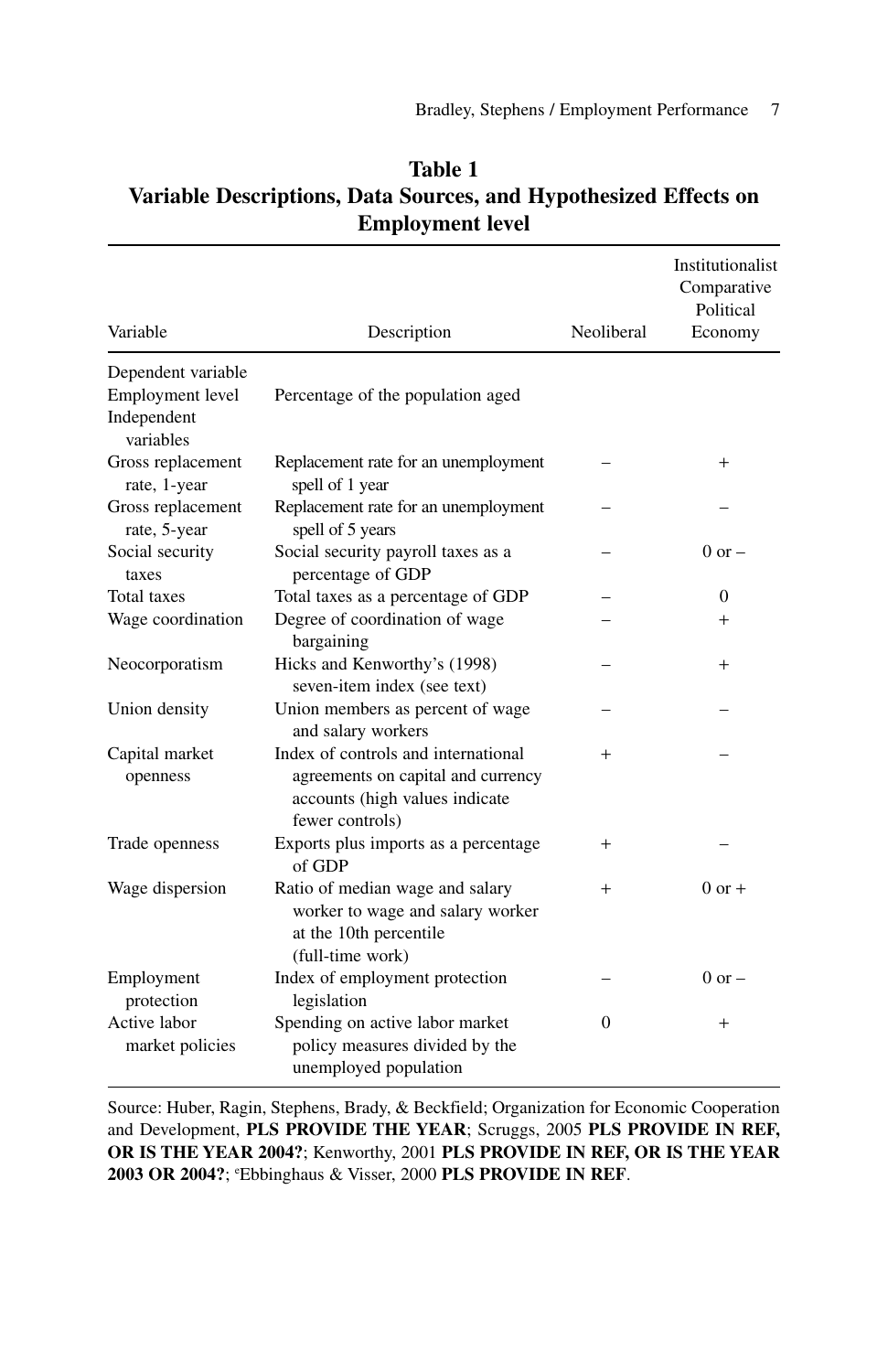**Table 1**
**Variable Descriptions, Data Sources, and Hypothesized Effects on Employment level**

| Variable | Description | Neoliberal | Institutionalist Comparative Political Economy |
|---|---|---|---|
| Dependent variable | | | |
| Employment level | Percentage of the population aged | | |
| Independent variables | | | |
| Gross replacement rate, 1-year | Replacement rate for an unemployment spell of 1 year | – | + |
| Gross replacement rate, 5-year | Replacement rate for an unemployment spell of 5 years | – | – |
| Social security taxes | Social security payroll taxes as a percentage of GDP | – | 0 or – |
| Total taxes | Total taxes as a percentage of GDP | – | 0 |
| Wage coordination | Degree of coordination of wage bargaining | – | + |
| Neocorporatism | Hicks and Kenworthy's (1998) seven-item index (see text) | – | + |
| Union density | Union members as percent of wage and salary workers | – | – |
| Capital market openness | Index of controls and international agreements on capital and currency accounts (high values indicate fewer controls) | + | – |
| Trade openness | Exports plus imports as a percentage of GDP | + | – |
| Wage dispersion | Ratio of median wage and salary worker to wage and salary worker at the 10th percentile (full-time work) | + | 0 or + |
| Employment protection | Index of employment protection legislation | – | 0 or – |
| Active labor market policies | Spending on active labor market policy measures divided by the unemployed population | 0 | + |

Source: Huber, Ragin, Stephens, Brady, & Beckfield; Organization for Economic Cooperation and Development, **PLS PROVIDE THE YEAR**; Scruggs, 2005 **PLS PROVIDE IN REF, OR IS THE YEAR 2004?**; Kenworthy, 2001 **PLS PROVIDE IN REF, OR IS THE YEAR 2003 OR 2004?**; [e]Ebbinghaus & Visser, 2000 **PLS PROVIDE IN REF**.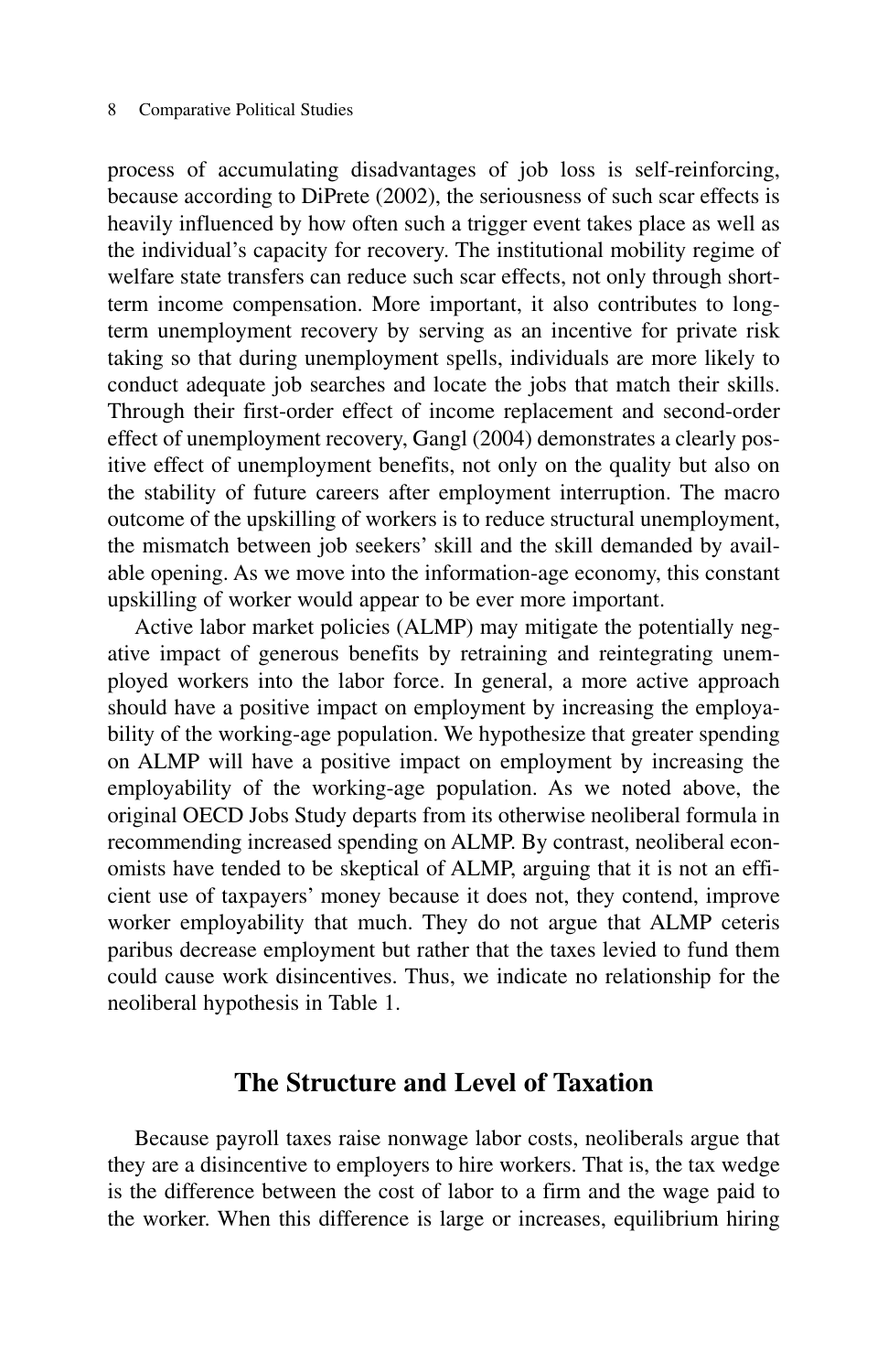process of accumulating disadvantages of job loss is self-reinforcing, because according to DiPrete (2002), the seriousness of such scar effects is heavily influenced by how often such a trigger event takes place as well as the individual's capacity for recovery. The institutional mobility regime of welfare state transfers can reduce such scar effects, not only through short-term income compensation. More important, it also contributes to long-term unemployment recovery by serving as an incentive for private risk taking so that during unemployment spells, individuals are more likely to conduct adequate job searches and locate the jobs that match their skills. Through their first-order effect of income replacement and second-order effect of unemployment recovery, Gangl (2004) demonstrates a clearly positive effect of unemployment benefits, not only on the quality but also on the stability of future careers after employment interruption. The macro outcome of the upskilling of workers is to reduce structural unemployment, the mismatch between job seekers' skill and the skill demanded by available opening. As we move into the information-age economy, this constant upskilling of worker would appear to be ever more important.

Active labor market policies (ALMP) may mitigate the potentially negative impact of generous benefits by retraining and reintegrating unemployed workers into the labor force. In general, a more active approach should have a positive impact on employment by increasing the employability of the working-age population. We hypothesize that greater spending on ALMP will have a positive impact on employment by increasing the employability of the working-age population. As we noted above, the original OECD Jobs Study departs from its otherwise neoliberal formula in recommending increased spending on ALMP. By contrast, neoliberal economists have tended to be skeptical of ALMP, arguing that it is not an efficient use of taxpayers' money because it does not, they contend, improve worker employability that much. They do not argue that ALMP ceteris paribus decrease employment but rather that the taxes levied to fund them could cause work disincentives. Thus, we indicate no relationship for the neoliberal hypothesis in Table 1.

## The Structure and Level of Taxation

Because payroll taxes raise nonwage labor costs, neoliberals argue that they are a disincentive to employers to hire workers. That is, the tax wedge is the difference between the cost of labor to a firm and the wage paid to the worker. When this difference is large or increases, equilibrium hiring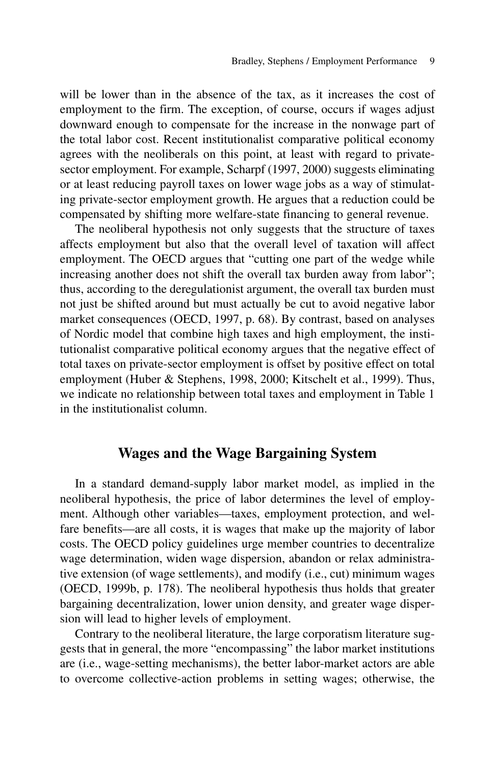will be lower than in the absence of the tax, as it increases the cost of employment to the firm. The exception, of course, occurs if wages adjust downward enough to compensate for the increase in the nonwage part of the total labor cost. Recent institutionalist comparative political economy agrees with the neoliberals on this point, at least with regard to private-sector employment. For example, Scharpf (1997, 2000) suggests eliminating or at least reducing payroll taxes on lower wage jobs as a way of stimulating private-sector employment growth. He argues that a reduction could be compensated by shifting more welfare-state financing to general revenue.

The neoliberal hypothesis not only suggests that the structure of taxes affects employment but also that the overall level of taxation will affect employment. The OECD argues that "cutting one part of the wedge while increasing another does not shift the overall tax burden away from labor"; thus, according to the deregulationist argument, the overall tax burden must not just be shifted around but must actually be cut to avoid negative labor market consequences (OECD, 1997, p. 68). By contrast, based on analyses of Nordic model that combine high taxes and high employment, the institutionalist comparative political economy argues that the negative effect of total taxes on private-sector employment is offset by positive effect on total employment (Huber & Stephens, 1998, 2000; Kitschelt et al., 1999). Thus, we indicate no relationship between total taxes and employment in Table 1 in the institutionalist column.

## Wages and the Wage Bargaining System

In a standard demand-supply labor market model, as implied in the neoliberal hypothesis, the price of labor determines the level of employment. Although other variables—taxes, employment protection, and welfare benefits—are all costs, it is wages that make up the majority of labor costs. The OECD policy guidelines urge member countries to decentralize wage determination, widen wage dispersion, abandon or relax administrative extension (of wage settlements), and modify (i.e., cut) minimum wages (OECD, 1999b, p. 178). The neoliberal hypothesis thus holds that greater bargaining decentralization, lower union density, and greater wage dispersion will lead to higher levels of employment.

Contrary to the neoliberal literature, the large corporatism literature suggests that in general, the more "encompassing" the labor market institutions are (i.e., wage-setting mechanisms), the better labor-market actors are able to overcome collective-action problems in setting wages; otherwise, the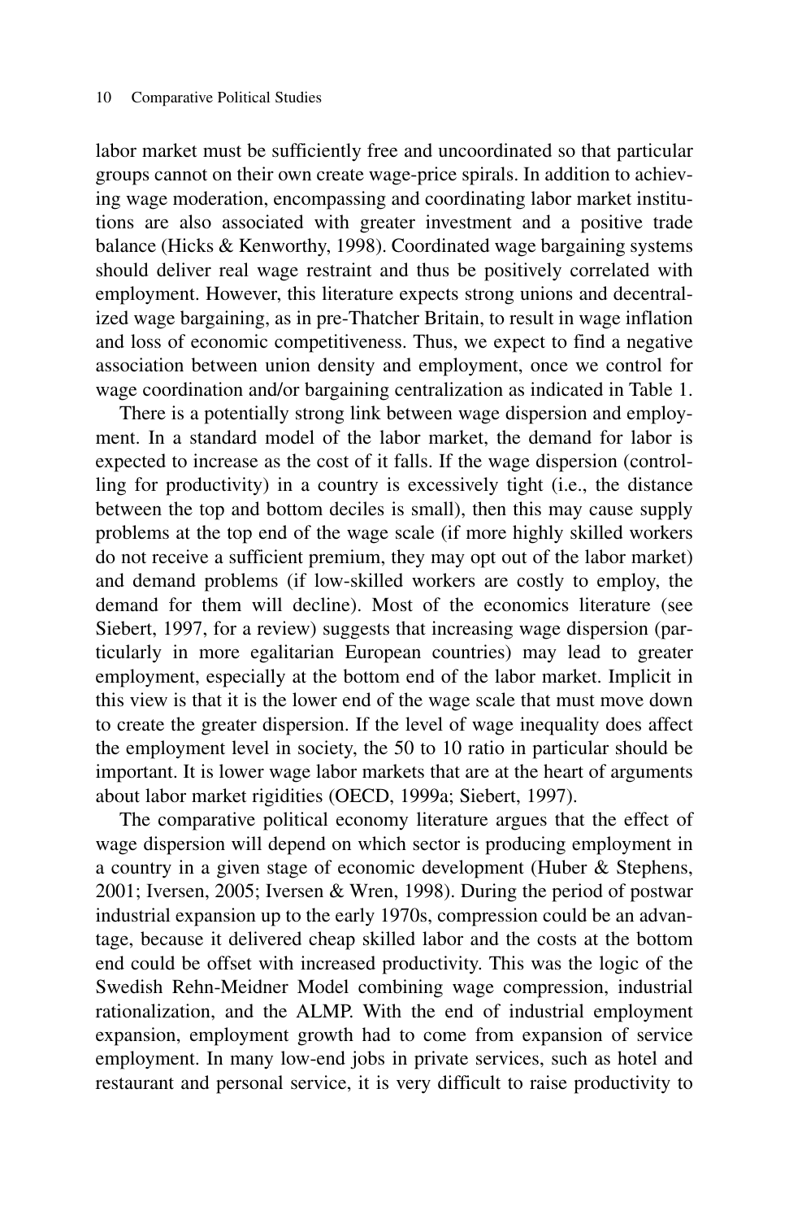labor market must be sufficiently free and uncoordinated so that particular groups cannot on their own create wage-price spirals. In addition to achieving wage moderation, encompassing and coordinating labor market institutions are also associated with greater investment and a positive trade balance (Hicks & Kenworthy, 1998). Coordinated wage bargaining systems should deliver real wage restraint and thus be positively correlated with employment. However, this literature expects strong unions and decentralized wage bargaining, as in pre-Thatcher Britain, to result in wage inflation and loss of economic competitiveness. Thus, we expect to find a negative association between union density and employment, once we control for wage coordination and/or bargaining centralization as indicated in Table 1.

There is a potentially strong link between wage dispersion and employment. In a standard model of the labor market, the demand for labor is expected to increase as the cost of it falls. If the wage dispersion (controlling for productivity) in a country is excessively tight (i.e., the distance between the top and bottom deciles is small), then this may cause supply problems at the top end of the wage scale (if more highly skilled workers do not receive a sufficient premium, they may opt out of the labor market) and demand problems (if low-skilled workers are costly to employ, the demand for them will decline). Most of the economics literature (see Siebert, 1997, for a review) suggests that increasing wage dispersion (particularly in more egalitarian European countries) may lead to greater employment, especially at the bottom end of the labor market. Implicit in this view is that it is the lower end of the wage scale that must move down to create the greater dispersion. If the level of wage inequality does affect the employment level in society, the 50 to 10 ratio in particular should be important. It is lower wage labor markets that are at the heart of arguments about labor market rigidities (OECD, 1999a; Siebert, 1997).

The comparative political economy literature argues that the effect of wage dispersion will depend on which sector is producing employment in a country in a given stage of economic development (Huber & Stephens, 2001; Iversen, 2005; Iversen & Wren, 1998). During the period of postwar industrial expansion up to the early 1970s, compression could be an advantage, because it delivered cheap skilled labor and the costs at the bottom end could be offset with increased productivity. This was the logic of the Swedish Rehn-Meidner Model combining wage compression, industrial rationalization, and the ALMP. With the end of industrial employment expansion, employment growth had to come from expansion of service employment. In many low-end jobs in private services, such as hotel and restaurant and personal service, it is very difficult to raise productivity to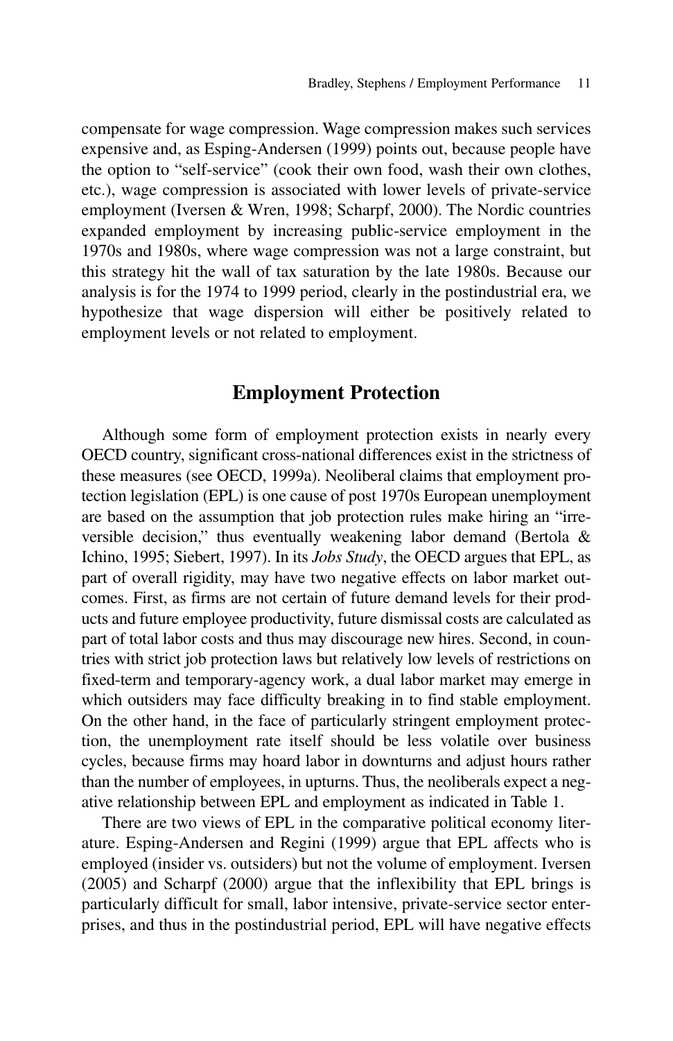compensate for wage compression. Wage compression makes such services expensive and, as Esping-Andersen (1999) points out, because people have the option to "self-service" (cook their own food, wash their own clothes, etc.), wage compression is associated with lower levels of private-service employment (Iversen & Wren, 1998; Scharpf, 2000). The Nordic countries expanded employment by increasing public-service employment in the 1970s and 1980s, where wage compression was not a large constraint, but this strategy hit the wall of tax saturation by the late 1980s. Because our analysis is for the 1974 to 1999 period, clearly in the postindustrial era, we hypothesize that wage dispersion will either be positively related to employment levels or not related to employment.

## Employment Protection

Although some form of employment protection exists in nearly every OECD country, significant cross-national differences exist in the strictness of these measures (see OECD, 1999a). Neoliberal claims that employment protection legislation (EPL) is one cause of post 1970s European unemployment are based on the assumption that job protection rules make hiring an "irreversible decision," thus eventually weakening labor demand (Bertola & Ichino, 1995; Siebert, 1997). In its *Jobs Study*, the OECD argues that EPL, as part of overall rigidity, may have two negative effects on labor market outcomes. First, as firms are not certain of future demand levels for their products and future employee productivity, future dismissal costs are calculated as part of total labor costs and thus may discourage new hires. Second, in countries with strict job protection laws but relatively low levels of restrictions on fixed-term and temporary-agency work, a dual labor market may emerge in which outsiders may face difficulty breaking in to find stable employment. On the other hand, in the face of particularly stringent employment protection, the unemployment rate itself should be less volatile over business cycles, because firms may hoard labor in downturns and adjust hours rather than the number of employees, in upturns. Thus, the neoliberals expect a negative relationship between EPL and employment as indicated in Table 1.

There are two views of EPL in the comparative political economy literature. Esping-Andersen and Regini (1999) argue that EPL affects who is employed (insider vs. outsiders) but not the volume of employment. Iversen (2005) and Scharpf (2000) argue that the inflexibility that EPL brings is particularly difficult for small, labor intensive, private-service sector enterprises, and thus in the postindustrial period, EPL will have negative effects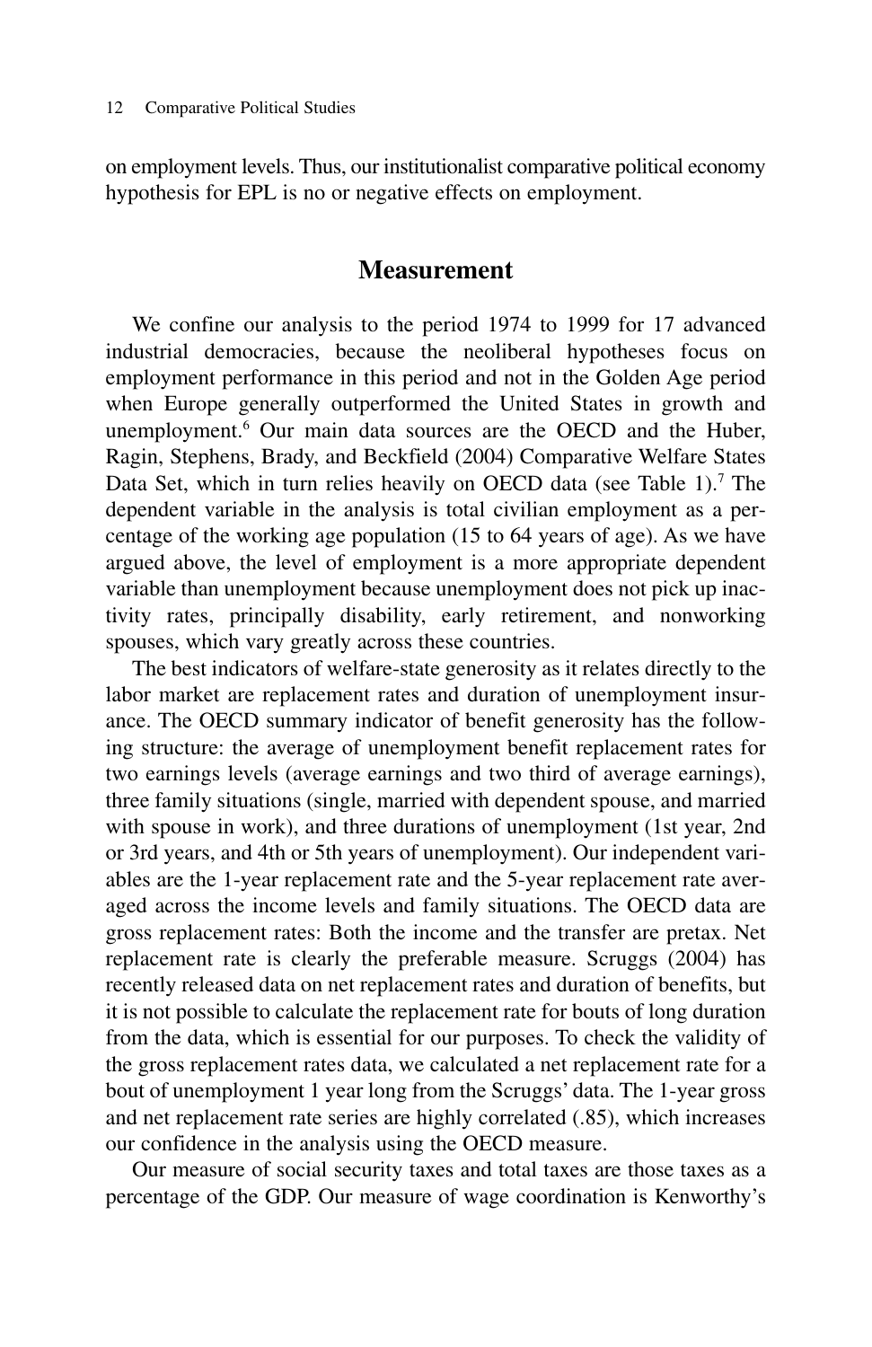on employment levels. Thus, our institutionalist comparative political economy hypothesis for EPL is no or negative effects on employment.

## Measurement

We confine our analysis to the period 1974 to 1999 for 17 advanced industrial democracies, because the neoliberal hypotheses focus on employment performance in this period and not in the Golden Age period when Europe generally outperformed the United States in growth and unemployment.[6] Our main data sources are the OECD and the Huber, Ragin, Stephens, Brady, and Beckfield (2004) Comparative Welfare States Data Set, which in turn relies heavily on OECD data (see Table 1).[7] The dependent variable in the analysis is total civilian employment as a percentage of the working age population (15 to 64 years of age). As we have argued above, the level of employment is a more appropriate dependent variable than unemployment because unemployment does not pick up inactivity rates, principally disability, early retirement, and nonworking spouses, which vary greatly across these countries.

The best indicators of welfare-state generosity as it relates directly to the labor market are replacement rates and duration of unemployment insurance. The OECD summary indicator of benefit generosity has the following structure: the average of unemployment benefit replacement rates for two earnings levels (average earnings and two third of average earnings), three family situations (single, married with dependent spouse, and married with spouse in work), and three durations of unemployment (1st year, 2nd or 3rd years, and 4th or 5th years of unemployment). Our independent variables are the 1-year replacement rate and the 5-year replacement rate averaged across the income levels and family situations. The OECD data are gross replacement rates: Both the income and the transfer are pretax. Net replacement rate is clearly the preferable measure. Scruggs (2004) has recently released data on net replacement rates and duration of benefits, but it is not possible to calculate the replacement rate for bouts of long duration from the data, which is essential for our purposes. To check the validity of the gross replacement rates data, we calculated a net replacement rate for a bout of unemployment 1 year long from the Scruggs' data. The 1-year gross and net replacement rate series are highly correlated (.85), which increases our confidence in the analysis using the OECD measure.

Our measure of social security taxes and total taxes are those taxes as a percentage of the GDP. Our measure of wage coordination is Kenworthy's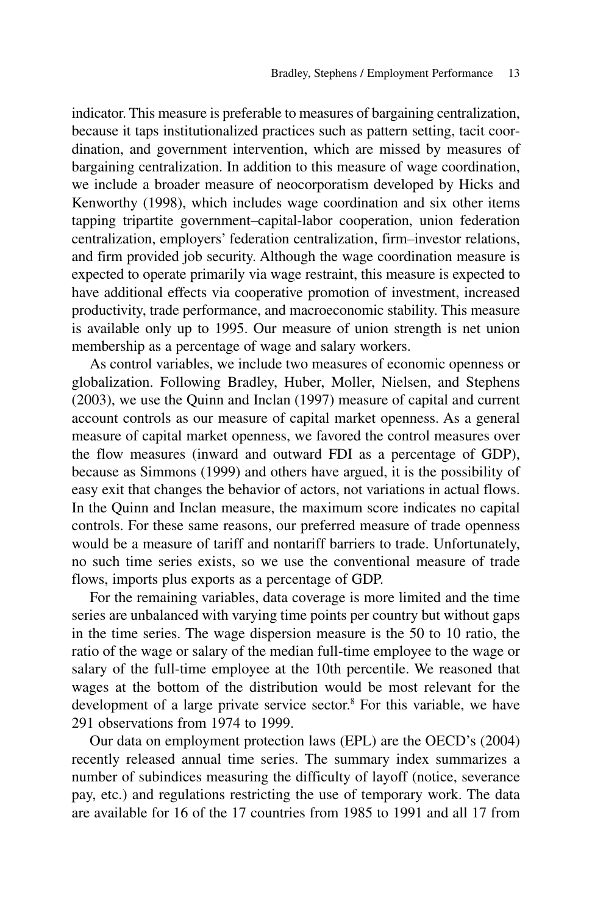indicator. This measure is preferable to measures of bargaining centralization, because it taps institutionalized practices such as pattern setting, tacit coordination, and government intervention, which are missed by measures of bargaining centralization. In addition to this measure of wage coordination, we include a broader measure of neocorporatism developed by Hicks and Kenworthy (1998), which includes wage coordination and six other items tapping tripartite government–capital-labor cooperation, union federation centralization, employers' federation centralization, firm–investor relations, and firm provided job security. Although the wage coordination measure is expected to operate primarily via wage restraint, this measure is expected to have additional effects via cooperative promotion of investment, increased productivity, trade performance, and macroeconomic stability. This measure is available only up to 1995. Our measure of union strength is net union membership as a percentage of wage and salary workers.

As control variables, we include two measures of economic openness or globalization. Following Bradley, Huber, Moller, Nielsen, and Stephens (2003), we use the Quinn and Inclan (1997) measure of capital and current account controls as our measure of capital market openness. As a general measure of capital market openness, we favored the control measures over the flow measures (inward and outward FDI as a percentage of GDP), because as Simmons (1999) and others have argued, it is the possibility of easy exit that changes the behavior of actors, not variations in actual flows. In the Quinn and Inclan measure, the maximum score indicates no capital controls. For these same reasons, our preferred measure of trade openness would be a measure of tariff and nontariff barriers to trade. Unfortunately, no such time series exists, so we use the conventional measure of trade flows, imports plus exports as a percentage of GDP.

For the remaining variables, data coverage is more limited and the time series are unbalanced with varying time points per country but without gaps in the time series. The wage dispersion measure is the 50 to 10 ratio, the ratio of the wage or salary of the median full-time employee to the wage or salary of the full-time employee at the 10th percentile. We reasoned that wages at the bottom of the distribution would be most relevant for the development of a large private service sector.[8] For this variable, we have 291 observations from 1974 to 1999.

Our data on employment protection laws (EPL) are the OECD's (2004) recently released annual time series. The summary index summarizes a number of subindices measuring the difficulty of layoff (notice, severance pay, etc.) and regulations restricting the use of temporary work. The data are available for 16 of the 17 countries from 1985 to 1991 and all 17 from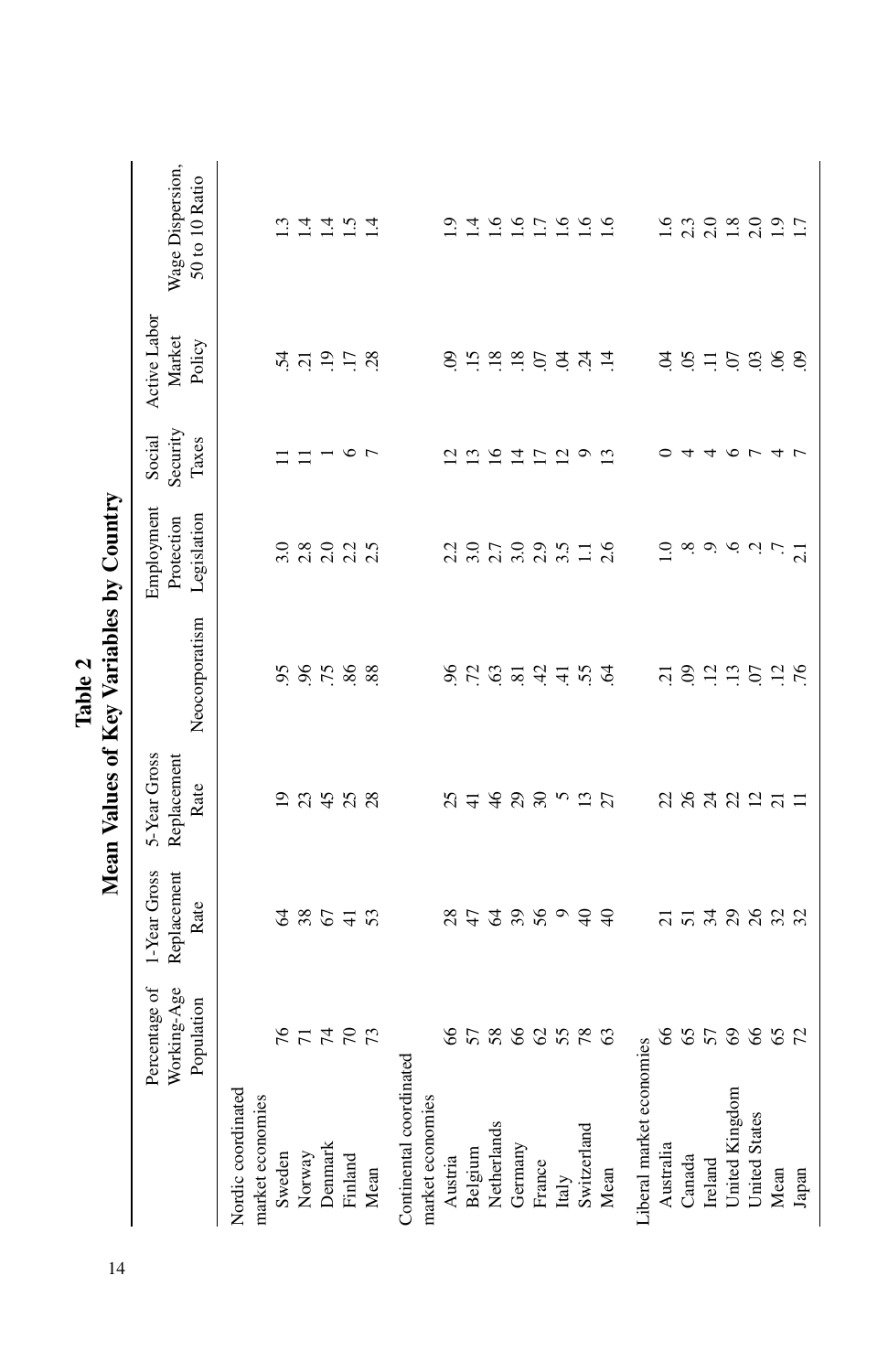# Table 2
## Mean Values of Key Variables by Country

| | Percentage of Working-Age Population | 1-Year Gross Replacement Rate | 5-Year Gross Replacement Rate | Neocorporatism | Employment Protection Legislation | Social Security Taxes | Active Labor Market Policy | Wage Dispersion, 50 to 10 Ratio |
|---|---|---|---|---|---|---|---|---|
| Nordic coordinated market economies | | | | | | | | |
| Sweden | 76 | 64 | 19 | .95 | 3.0 | 11 | .54 | 1.3 |
| Norway | 71 | 38 | 23 | .96 | 2.8 | 11 | .21 | 1.4 |
| Denmark | 74 | 67 | 45 | .75 | 2.0 | 1 | .19 | 1.4 |
| Finland | 70 | 41 | 25 | .86 | 2.2 | 6 | .17 | 1.5 |
| Mean | 73 | 53 | 28 | .88 | 2.5 | 7 | .28 | 1.4 |
| Continental coordinated market economies | | | | | | | | |
| Austria | 66 | 28 | 25 | .96 | 2.2 | 12 | .09 | 1.9 |
| Belgium | 57 | 47 | 41 | .72 | 3.0 | 13 | .15 | 1.4 |
| Netherlands | 58 | 64 | 46 | .63 | 2.7 | 16 | .18 | 1.6 |
| Germany | 66 | 39 | 29 | .81 | 3.0 | 14 | .18 | 1.6 |
| France | 62 | 56 | 30 | .42 | 2.9 | 17 | .07 | 1.7 |
| Italy | 55 | 9 | 5 | .41 | 3.5 | 12 | .04 | 1.6 |
| Switzerland | 78 | 40 | 13 | .55 | 1.1 | 9 | .24 | 1.6 |
| Mean | 63 | 40 | 27 | .64 | 2.6 | 13 | .14 | 1.6 |
| Liberal market economies | | | | | | | | |
| Australia | 66 | 21 | 22 | .21 | 1.0 | 0 | .04 | 1.6 |
| Canada | 65 | 51 | 26 | .09 | .8 | 4 | .05 | 2.3 |
| Ireland | 57 | 34 | 24 | .12 | .9 | 4 | .11 | 2.0 |
| United Kingdom | 69 | 29 | 22 | .13 | .6 | 6 | .07 | 1.8 |
| United States | 66 | 26 | 12 | .07 | .2 | 7 | .03 | 2.0 |
| Mean | 65 | 32 | 21 | .12 | .7 | 4 | .06 | 1.9 |
| Japan | 72 | 32 | 11 | .76 | 2.1 | 7 | .09 | 1.7 |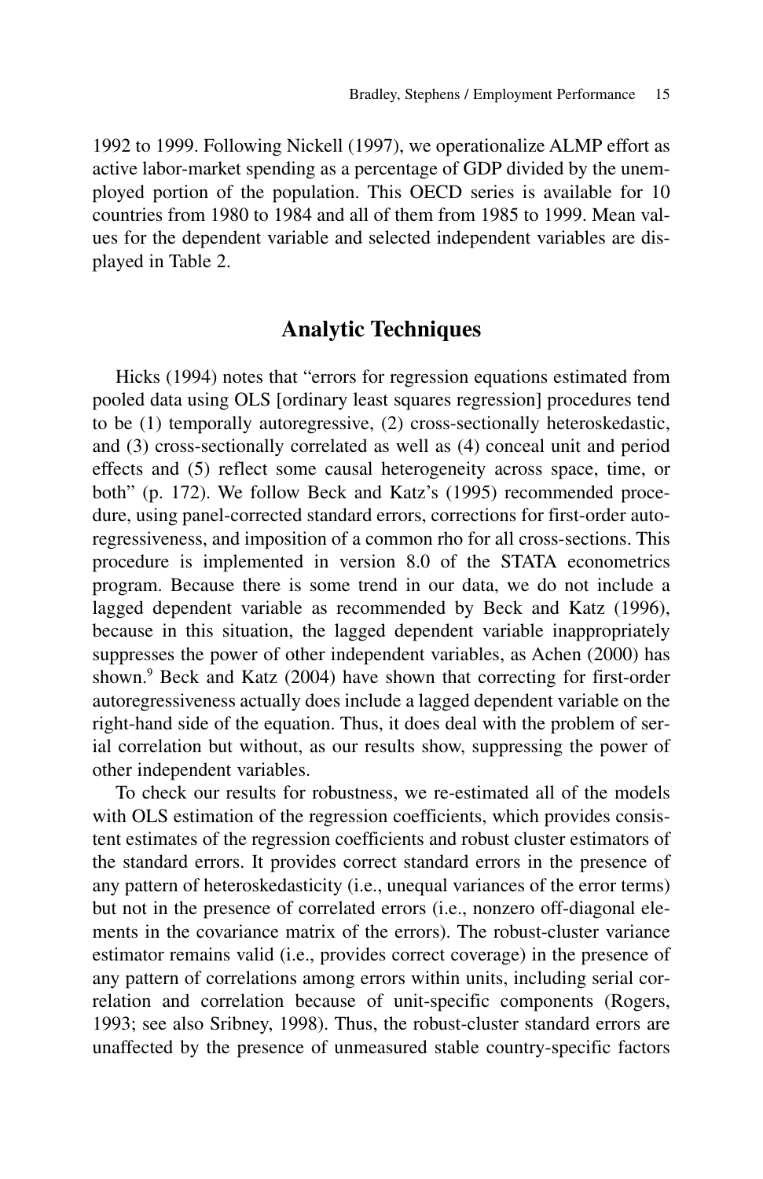1992 to 1999. Following Nickell (1997), we operationalize ALMP effort as active labor-market spending as a percentage of GDP divided by the unemployed portion of the population. This OECD series is available for 10 countries from 1980 to 1984 and all of them from 1985 to 1999. Mean values for the dependent variable and selected independent variables are displayed in Table 2.

## Analytic Techniques

Hicks (1994) notes that "errors for regression equations estimated from pooled data using OLS [ordinary least squares regression] procedures tend to be (1) temporally autoregressive, (2) cross-sectionally heteroskedastic, and (3) cross-sectionally correlated as well as (4) conceal unit and period effects and (5) reflect some causal heterogeneity across space, time, or both" (p. 172). We follow Beck and Katz's (1995) recommended procedure, using panel-corrected standard errors, corrections for first-order autoregressiveness, and imposition of a common rho for all cross-sections. This procedure is implemented in version 8.0 of the STATA econometrics program. Because there is some trend in our data, we do not include a lagged dependent variable as recommended by Beck and Katz (1996), because in this situation, the lagged dependent variable inappropriately suppresses the power of other independent variables, as Achen (2000) has shown.[9] Beck and Katz (2004) have shown that correcting for first-order autoregressiveness actually does include a lagged dependent variable on the right-hand side of the equation. Thus, it does deal with the problem of serial correlation but without, as our results show, suppressing the power of other independent variables.

To check our results for robustness, we re-estimated all of the models with OLS estimation of the regression coefficients, which provides consistent estimates of the regression coefficients and robust cluster estimators of the standard errors. It provides correct standard errors in the presence of any pattern of heteroskedasticity (i.e., unequal variances of the error terms) but not in the presence of correlated errors (i.e., nonzero off-diagonal elements in the covariance matrix of the errors). The robust-cluster variance estimator remains valid (i.e., provides correct coverage) in the presence of any pattern of correlations among errors within units, including serial correlation and correlation because of unit-specific components (Rogers, 1993; see also Sribney, 1998). Thus, the robust-cluster standard errors are unaffected by the presence of unmeasured stable country-specific factors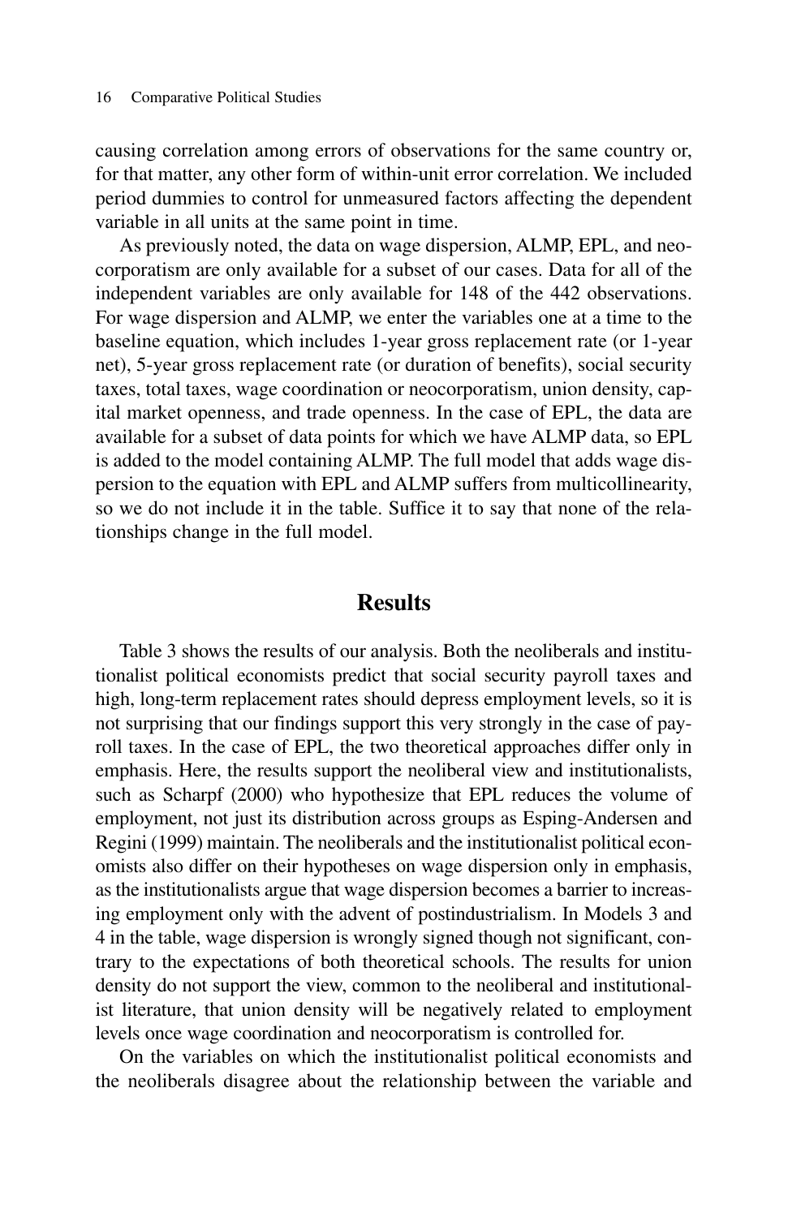causing correlation among errors of observations for the same country or, for that matter, any other form of within-unit error correlation. We included period dummies to control for unmeasured factors affecting the dependent variable in all units at the same point in time.

As previously noted, the data on wage dispersion, ALMP, EPL, and neocorporatism are only available for a subset of our cases. Data for all of the independent variables are only available for 148 of the 442 observations. For wage dispersion and ALMP, we enter the variables one at a time to the baseline equation, which includes 1-year gross replacement rate (or 1-year net), 5-year gross replacement rate (or duration of benefits), social security taxes, total taxes, wage coordination or neocorporatism, union density, capital market openness, and trade openness. In the case of EPL, the data are available for a subset of data points for which we have ALMP data, so EPL is added to the model containing ALMP. The full model that adds wage dispersion to the equation with EPL and ALMP suffers from multicollinearity, so we do not include it in the table. Suffice it to say that none of the relationships change in the full model.

## Results

Table 3 shows the results of our analysis. Both the neoliberals and institutionalist political economists predict that social security payroll taxes and high, long-term replacement rates should depress employment levels, so it is not surprising that our findings support this very strongly in the case of payroll taxes. In the case of EPL, the two theoretical approaches differ only in emphasis. Here, the results support the neoliberal view and institutionalists, such as Scharpf (2000) who hypothesize that EPL reduces the volume of employment, not just its distribution across groups as Esping-Andersen and Regini (1999) maintain. The neoliberals and the institutionalist political economists also differ on their hypotheses on wage dispersion only in emphasis, as the institutionalists argue that wage dispersion becomes a barrier to increasing employment only with the advent of postindustrialism. In Models 3 and 4 in the table, wage dispersion is wrongly signed though not significant, contrary to the expectations of both theoretical schools. The results for union density do not support the view, common to the neoliberal and institutionalist literature, that union density will be negatively related to employment levels once wage coordination and neocorporatism is controlled for.

On the variables on which the institutionalist political economists and the neoliberals disagree about the relationship between the variable and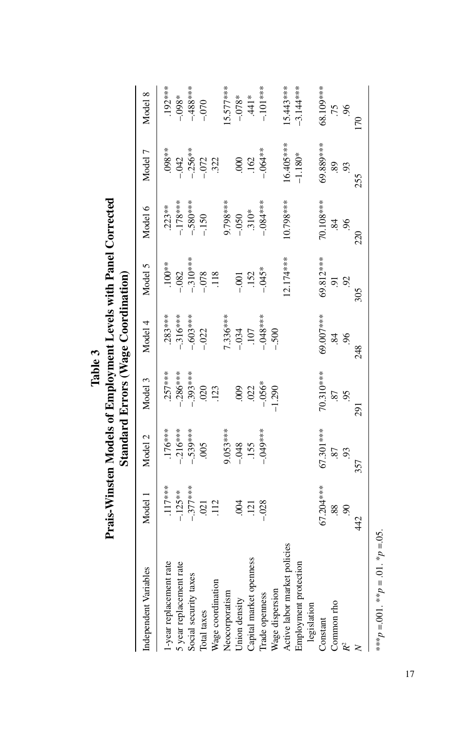**Table 3**
**Prais-Winsten Models of Employment Levels with Panel Corrected Standard Errors (Wage Coordination)**

| Independent Variables | Model 1 | Model 2 | Model 3 | Model 4 | Model 5 | Model 6 | Model 7 | Model 8 |
|---|---|---|---|---|---|---|---|---|
| 1-year replacement rate | .117*** | .176*** | .257*** | .283*** | .100** | .223** | .098** | .192*** |
| 5 year replacement rate | -.125** | -.216*** | -.286*** | -.316*** | -.082 | -.178*** | -.042 | -.098* |
| Social security taxes | -.377*** | -.539*** | -.393*** | -.603*** | -.310*** | -.580*** | -.256** | -.488*** |
| Total taxes | .021 | .005 | .020 | -.022 | -.078 | -.150 | -.072 | -.070 |
| Wage coordination | .112 | | .123 | | .118 | | .322 | |
| Neocorporatism | | 9.053*** | | 7.336*** | | 9.798*** | | 15.577*** |
| Union density | .004 | -.048 | .009 | -.034 | -.001 | -.050 | .000 | -.078* |
| Capital market openness | .121 | .155 | .022 | .107 | .152 | .310* | .162 | .441* |
| Trade openness | -.028 | -.049*** | -.056* | -.048*** | -.045* | -.084*** | -.064** | -.101*** |
| Wage dispersion | | | -1.290 | -.500 | | | | |
| Active labor market policies | | | | | 12.174*** | 10.798*** | 16.405*** | 15.443*** |
| Employment protection legislation | | | | | | | -1.180* | -3.144*** |
| Constant | 67.204*** | 67.301*** | 70.310*** | 69.007*** | 69.812*** | 70.108*** | 69.889*** | 68.109*** |
| Common rho | .88 | .87 | .87 | .84 | .91 | .84 | .89 | .75 |
| $R^2$ | .90 | .93 | .95 | .96 | .92 | .96 | .93 | .96 |
| $N$ | 442 | 357 | 291 | 248 | 305 | 220 | 255 | 170 |

***$p$ =.001. **$p$ = .01. *$p$ =.05.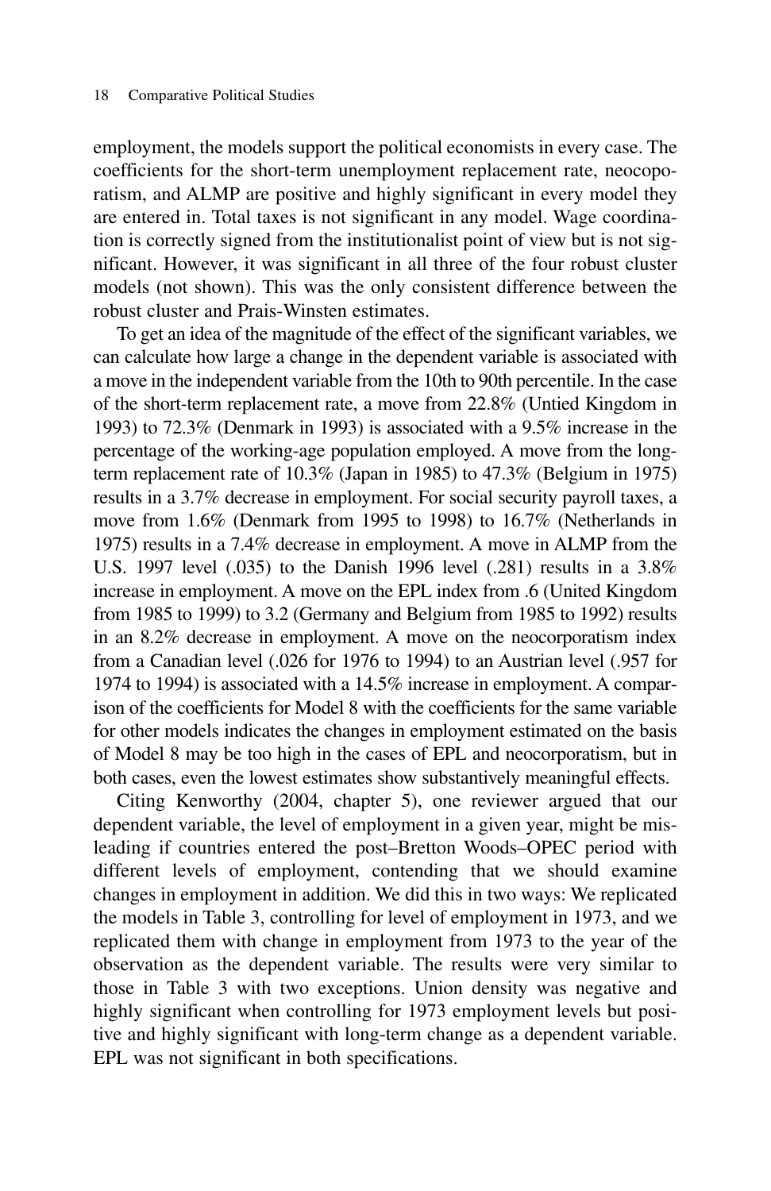employment, the models support the political economists in every case. The coefficients for the short-term unemployment replacement rate, neocoporatism, and ALMP are positive and highly significant in every model they are entered in. Total taxes is not significant in any model. Wage coordination is correctly signed from the institutionalist point of view but is not significant. However, it was significant in all three of the four robust cluster models (not shown). This was the only consistent difference between the robust cluster and Prais-Winsten estimates.

To get an idea of the magnitude of the effect of the significant variables, we can calculate how large a change in the dependent variable is associated with a move in the independent variable from the 10th to 90th percentile. In the case of the short-term replacement rate, a move from 22.8% (Untied Kingdom in 1993) to 72.3% (Denmark in 1993) is associated with a 9.5% increase in the percentage of the working-age population employed. A move from the long-term replacement rate of 10.3% (Japan in 1985) to 47.3% (Belgium in 1975) results in a 3.7% decrease in employment. For social security payroll taxes, a move from 1.6% (Denmark from 1995 to 1998) to 16.7% (Netherlands in 1975) results in a 7.4% decrease in employment. A move in ALMP from the U.S. 1997 level (.035) to the Danish 1996 level (.281) results in a 3.8% increase in employment. A move on the EPL index from .6 (United Kingdom from 1985 to 1999) to 3.2 (Germany and Belgium from 1985 to 1992) results in an 8.2% decrease in employment. A move on the neocorporatism index from a Canadian level (.026 for 1976 to 1994) to an Austrian level (.957 for 1974 to 1994) is associated with a 14.5% increase in employment. A comparison of the coefficients for Model 8 with the coefficients for the same variable for other models indicates the changes in employment estimated on the basis of Model 8 may be too high in the cases of EPL and neocorporatism, but in both cases, even the lowest estimates show substantively meaningful effects.

Citing Kenworthy (2004, chapter 5), one reviewer argued that our dependent variable, the level of employment in a given year, might be misleading if countries entered the post–Bretton Woods–OPEC period with different levels of employment, contending that we should examine changes in employment in addition. We did this in two ways: We replicated the models in Table 3, controlling for level of employment in 1973, and we replicated them with change in employment from 1973 to the year of the observation as the dependent variable. The results were very similar to those in Table 3 with two exceptions. Union density was negative and highly significant when controlling for 1973 employment levels but positive and highly significant with long-term change as a dependent variable. EPL was not significant in both specifications.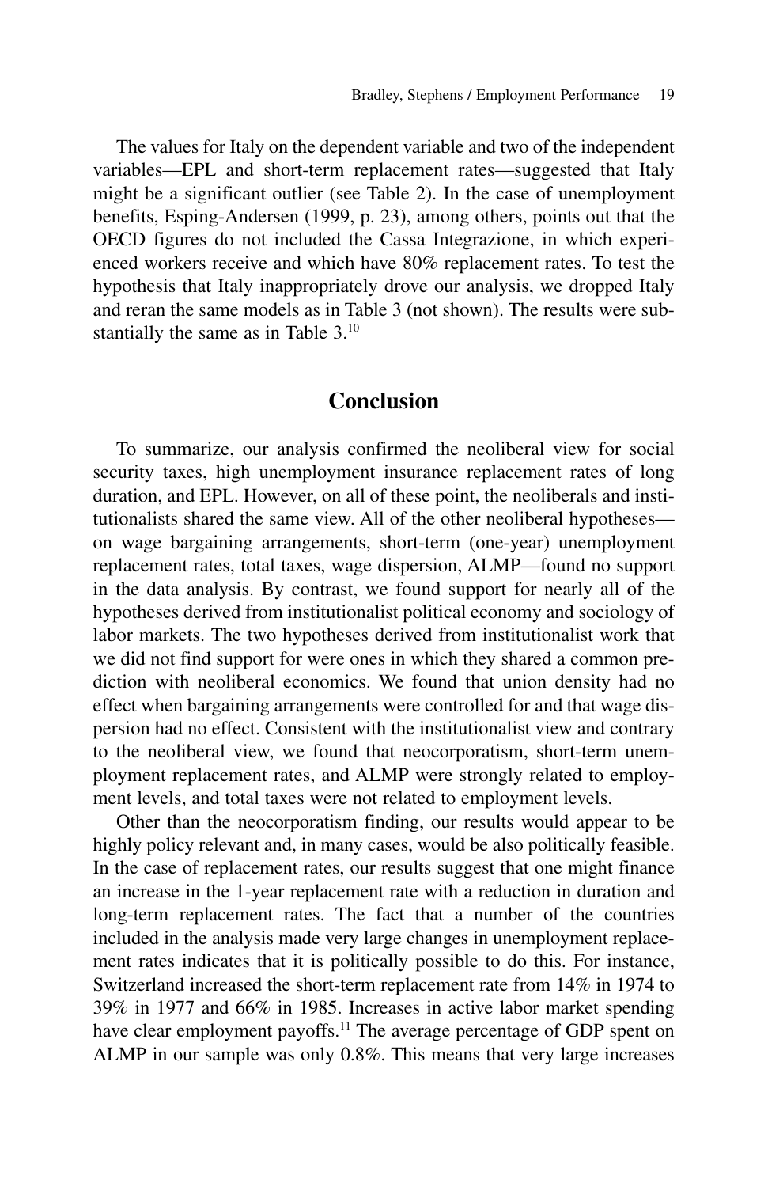The values for Italy on the dependent variable and two of the independent variables—EPL and short-term replacement rates—suggested that Italy might be a significant outlier (see Table 2). In the case of unemployment benefits, Esping-Andersen (1999, p. 23), among others, points out that the OECD figures do not included the Cassa Integrazione, in which experienced workers receive and which have 80% replacement rates. To test the hypothesis that Italy inappropriately drove our analysis, we dropped Italy and reran the same models as in Table 3 (not shown). The results were substantially the same as in Table 3.[10]

## Conclusion

To summarize, our analysis confirmed the neoliberal view for social security taxes, high unemployment insurance replacement rates of long duration, and EPL. However, on all of these point, the neoliberals and institutionalists shared the same view. All of the other neoliberal hypotheses—on wage bargaining arrangements, short-term (one-year) unemployment replacement rates, total taxes, wage dispersion, ALMP—found no support in the data analysis. By contrast, we found support for nearly all of the hypotheses derived from institutionalist political economy and sociology of labor markets. The two hypotheses derived from institutionalist work that we did not find support for were ones in which they shared a common prediction with neoliberal economics. We found that union density had no effect when bargaining arrangements were controlled for and that wage dispersion had no effect. Consistent with the institutionalist view and contrary to the neoliberal view, we found that neocorporatism, short-term unemployment replacement rates, and ALMP were strongly related to employment levels, and total taxes were not related to employment levels.

Other than the neocorporatism finding, our results would appear to be highly policy relevant and, in many cases, would be also politically feasible. In the case of replacement rates, our results suggest that one might finance an increase in the 1-year replacement rate with a reduction in duration and long-term replacement rates. The fact that a number of the countries included in the analysis made very large changes in unemployment replacement rates indicates that it is politically possible to do this. For instance, Switzerland increased the short-term replacement rate from 14% in 1974 to 39% in 1977 and 66% in 1985. Increases in active labor market spending have clear employment payoffs.[11] The average percentage of GDP spent on ALMP in our sample was only 0.8%. This means that very large increases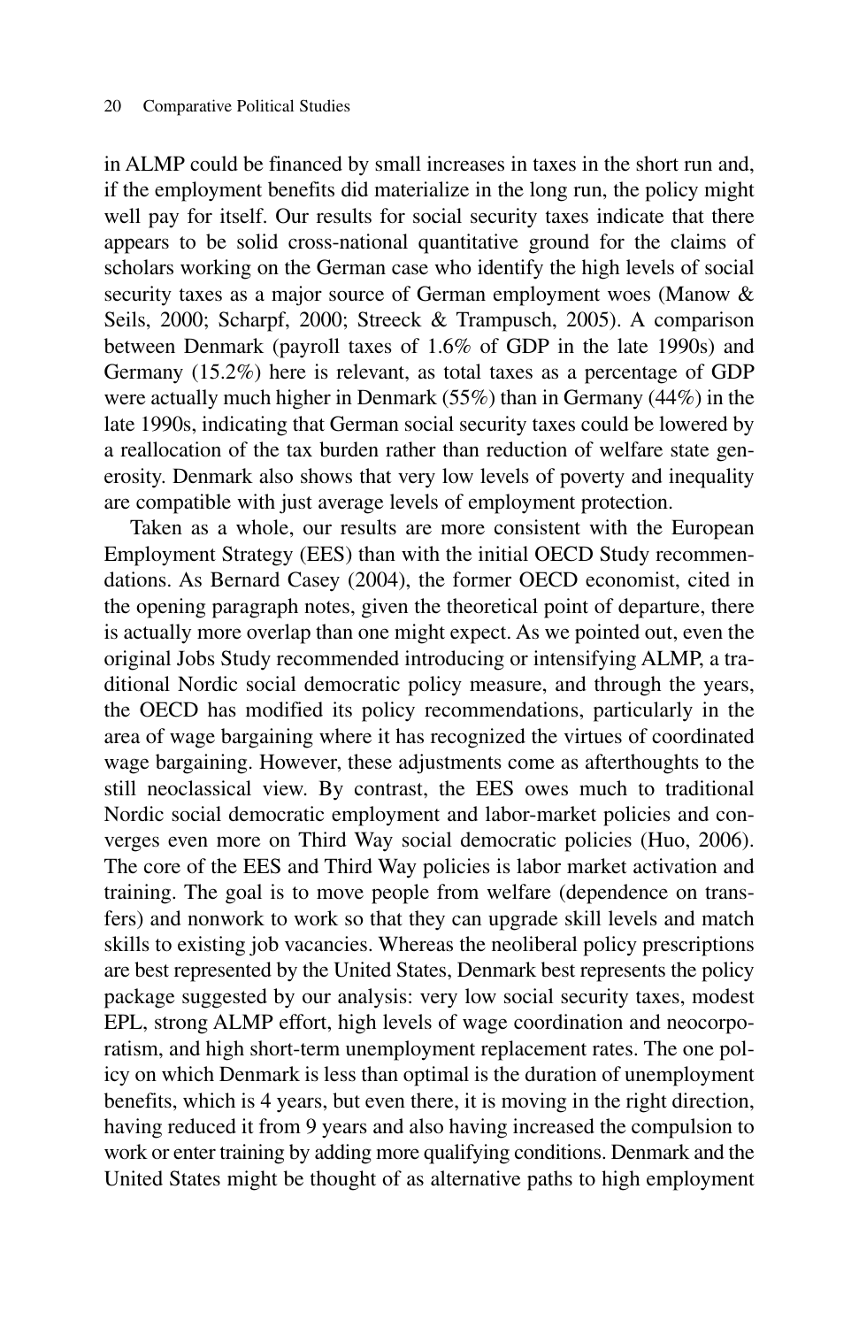in ALMP could be financed by small increases in taxes in the short run and, if the employment benefits did materialize in the long run, the policy might well pay for itself. Our results for social security taxes indicate that there appears to be solid cross-national quantitative ground for the claims of scholars working on the German case who identify the high levels of social security taxes as a major source of German employment woes (Manow & Seils, 2000; Scharpf, 2000; Streeck & Trampusch, 2005). A comparison between Denmark (payroll taxes of 1.6% of GDP in the late 1990s) and Germany (15.2%) here is relevant, as total taxes as a percentage of GDP were actually much higher in Denmark (55%) than in Germany (44%) in the late 1990s, indicating that German social security taxes could be lowered by a reallocation of the tax burden rather than reduction of welfare state generosity. Denmark also shows that very low levels of poverty and inequality are compatible with just average levels of employment protection.

Taken as a whole, our results are more consistent with the European Employment Strategy (EES) than with the initial OECD Study recommendations. As Bernard Casey (2004), the former OECD economist, cited in the opening paragraph notes, given the theoretical point of departure, there is actually more overlap than one might expect. As we pointed out, even the original Jobs Study recommended introducing or intensifying ALMP, a traditional Nordic social democratic policy measure, and through the years, the OECD has modified its policy recommendations, particularly in the area of wage bargaining where it has recognized the virtues of coordinated wage bargaining. However, these adjustments come as afterthoughts to the still neoclassical view. By contrast, the EES owes much to traditional Nordic social democratic employment and labor-market policies and converges even more on Third Way social democratic policies (Huo, 2006). The core of the EES and Third Way policies is labor market activation and training. The goal is to move people from welfare (dependence on transfers) and nonwork to work so that they can upgrade skill levels and match skills to existing job vacancies. Whereas the neoliberal policy prescriptions are best represented by the United States, Denmark best represents the policy package suggested by our analysis: very low social security taxes, modest EPL, strong ALMP effort, high levels of wage coordination and neocorporatism, and high short-term unemployment replacement rates. The one policy on which Denmark is less than optimal is the duration of unemployment benefits, which is 4 years, but even there, it is moving in the right direction, having reduced it from 9 years and also having increased the compulsion to work or enter training by adding more qualifying conditions. Denmark and the United States might be thought of as alternative paths to high employment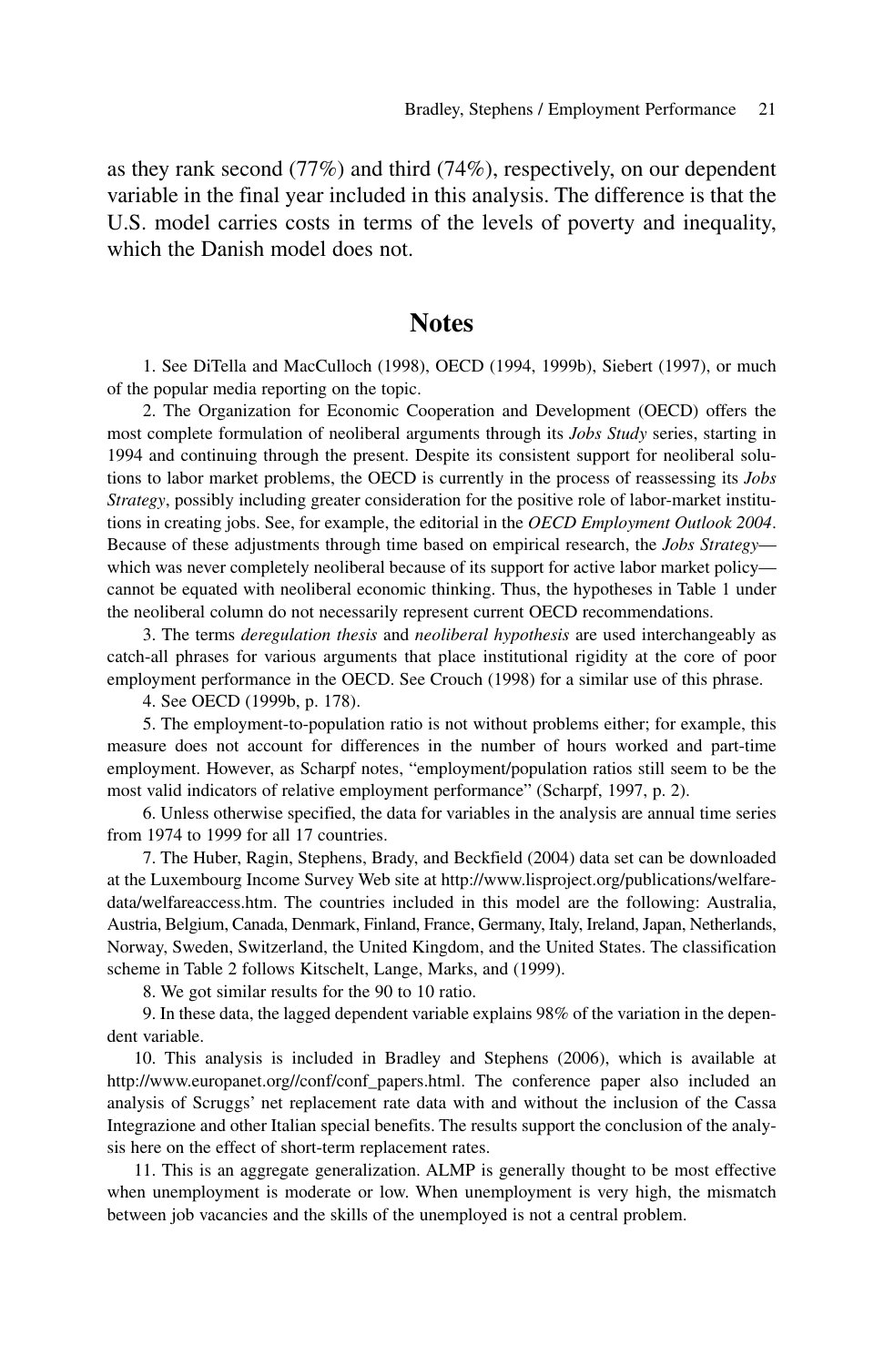as they rank second (77%) and third (74%), respectively, on our dependent variable in the final year included in this analysis. The difference is that the U.S. model carries costs in terms of the levels of poverty and inequality, which the Danish model does not.

## Notes

1. See DiTella and MacCulloch (1998), OECD (1994, 1999b), Siebert (1997), or much of the popular media reporting on the topic.

2. The Organization for Economic Cooperation and Development (OECD) offers the most complete formulation of neoliberal arguments through its *Jobs Study* series, starting in 1994 and continuing through the present. Despite its consistent support for neoliberal solutions to labor market problems, the OECD is currently in the process of reassessing its *Jobs Strategy*, possibly including greater consideration for the positive role of labor-market institutions in creating jobs. See, for example, the editorial in the *OECD Employment Outlook 2004*. Because of these adjustments through time based on empirical research, the *Jobs Strategy*—which was never completely neoliberal because of its support for active labor market policy—cannot be equated with neoliberal economic thinking. Thus, the hypotheses in Table 1 under the neoliberal column do not necessarily represent current OECD recommendations.

3. The terms *deregulation thesis* and *neoliberal hypothesis* are used interchangeably as catch-all phrases for various arguments that place institutional rigidity at the core of poor employment performance in the OECD. See Crouch (1998) for a similar use of this phrase.

4. See OECD (1999b, p. 178).

5. The employment-to-population ratio is not without problems either; for example, this measure does not account for differences in the number of hours worked and part-time employment. However, as Scharpf notes, "employment/population ratios still seem to be the most valid indicators of relative employment performance" (Scharpf, 1997, p. 2).

6. Unless otherwise specified, the data for variables in the analysis are annual time series from 1974 to 1999 for all 17 countries.

7. The Huber, Ragin, Stephens, Brady, and Beckfield (2004) data set can be downloaded at the Luxembourg Income Survey Web site at http://www.lisproject.org/publications/welfaredata/welfareaccess.htm. The countries included in this model are the following: Australia, Austria, Belgium, Canada, Denmark, Finland, France, Germany, Italy, Ireland, Japan, Netherlands, Norway, Sweden, Switzerland, the United Kingdom, and the United States. The classification scheme in Table 2 follows Kitschelt, Lange, Marks, and (1999).

8. We got similar results for the 90 to 10 ratio.

9. In these data, the lagged dependent variable explains 98% of the variation in the dependent variable.

10. This analysis is included in Bradley and Stephens (2006), which is available at http://www.europanet.org//conf/conf_papers.html. The conference paper also included an analysis of Scruggs' net replacement rate data with and without the inclusion of the Cassa Integrazione and other Italian special benefits. The results support the conclusion of the analysis here on the effect of short-term replacement rates.

11. This is an aggregate generalization. ALMP is generally thought to be most effective when unemployment is moderate or low. When unemployment is very high, the mismatch between job vacancies and the skills of the unemployed is not a central problem.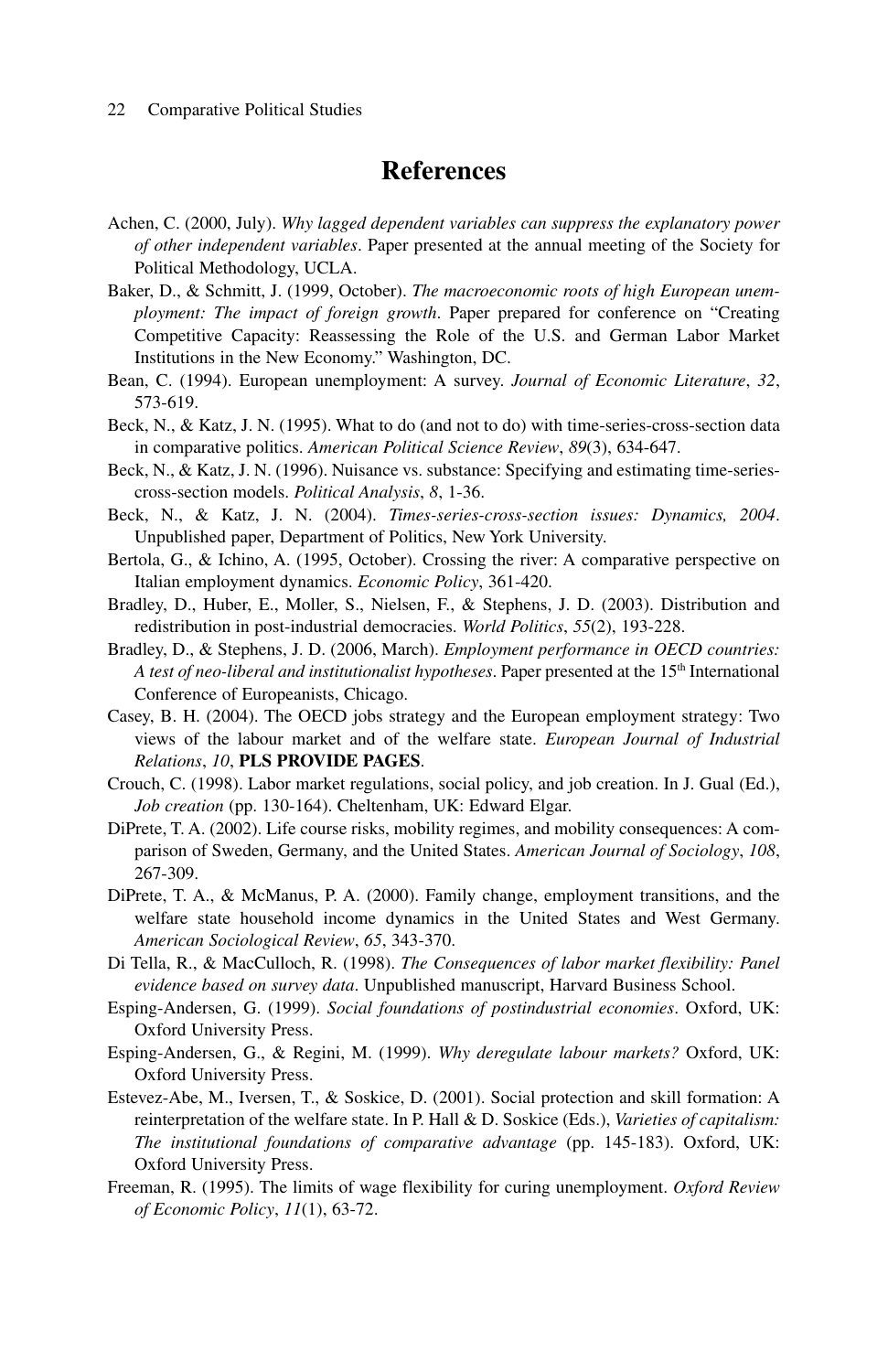# References

Achen, C. (2000, July). *Why lagged dependent variables can suppress the explanatory power of other independent variables*. Paper presented at the annual meeting of the Society for Political Methodology, UCLA.

Baker, D., & Schmitt, J. (1999, October). *The macroeconomic roots of high European unemployment: The impact of foreign growth*. Paper prepared for conference on "Creating Competitive Capacity: Reassessing the Role of the U.S. and German Labor Market Institutions in the New Economy." Washington, DC.

Bean, C. (1994). European unemployment: A survey. *Journal of Economic Literature*, *32*, 573-619.

Beck, N., & Katz, J. N. (1995). What to do (and not to do) with time-series-cross-section data in comparative politics. *American Political Science Review*, *89*(3), 634-647.

Beck, N., & Katz, J. N. (1996). Nuisance vs. substance: Specifying and estimating time-series-cross-section models. *Political Analysis*, *8*, 1-36.

Beck, N., & Katz, J. N. (2004). *Times-series-cross-section issues: Dynamics, 2004*. Unpublished paper, Department of Politics, New York University.

Bertola, G., & Ichino, A. (1995, October). Crossing the river: A comparative perspective on Italian employment dynamics. *Economic Policy*, 361-420.

Bradley, D., Huber, E., Moller, S., Nielsen, F., & Stephens, J. D. (2003). Distribution and redistribution in post-industrial democracies. *World Politics*, *55*(2), 193-228.

Bradley, D., & Stephens, J. D. (2006, March). *Employment performance in OECD countries: A test of neo-liberal and institutionalist hypotheses*. Paper presented at the 15th International Conference of Europeanists, Chicago.

Casey, B. H. (2004). The OECD jobs strategy and the European employment strategy: Two views of the labour market and of the welfare state. *European Journal of Industrial Relations*, *10*, **PLS PROVIDE PAGES**.

Crouch, C. (1998). Labor market regulations, social policy, and job creation. In J. Gual (Ed.), *Job creation* (pp. 130-164). Cheltenham, UK: Edward Elgar.

DiPrete, T. A. (2002). Life course risks, mobility regimes, and mobility consequences: A comparison of Sweden, Germany, and the United States. *American Journal of Sociology*, *108*, 267-309.

DiPrete, T. A., & McManus, P. A. (2000). Family change, employment transitions, and the welfare state household income dynamics in the United States and West Germany. *American Sociological Review*, *65*, 343-370.

Di Tella, R., & MacCulloch, R. (1998). *The Consequences of labor market flexibility: Panel evidence based on survey data*. Unpublished manuscript, Harvard Business School.

Esping-Andersen, G. (1999). *Social foundations of postindustrial economies*. Oxford, UK: Oxford University Press.

Esping-Andersen, G., & Regini, M. (1999). *Why deregulate labour markets?* Oxford, UK: Oxford University Press.

Estevez-Abe, M., Iversen, T., & Soskice, D. (2001). Social protection and skill formation: A reinterpretation of the welfare state. In P. Hall & D. Soskice (Eds.), *Varieties of capitalism: The institutional foundations of comparative advantage* (pp. 145-183). Oxford, UK: Oxford University Press.

Freeman, R. (1995). The limits of wage flexibility for curing unemployment. *Oxford Review of Economic Policy*, *11*(1), 63-72.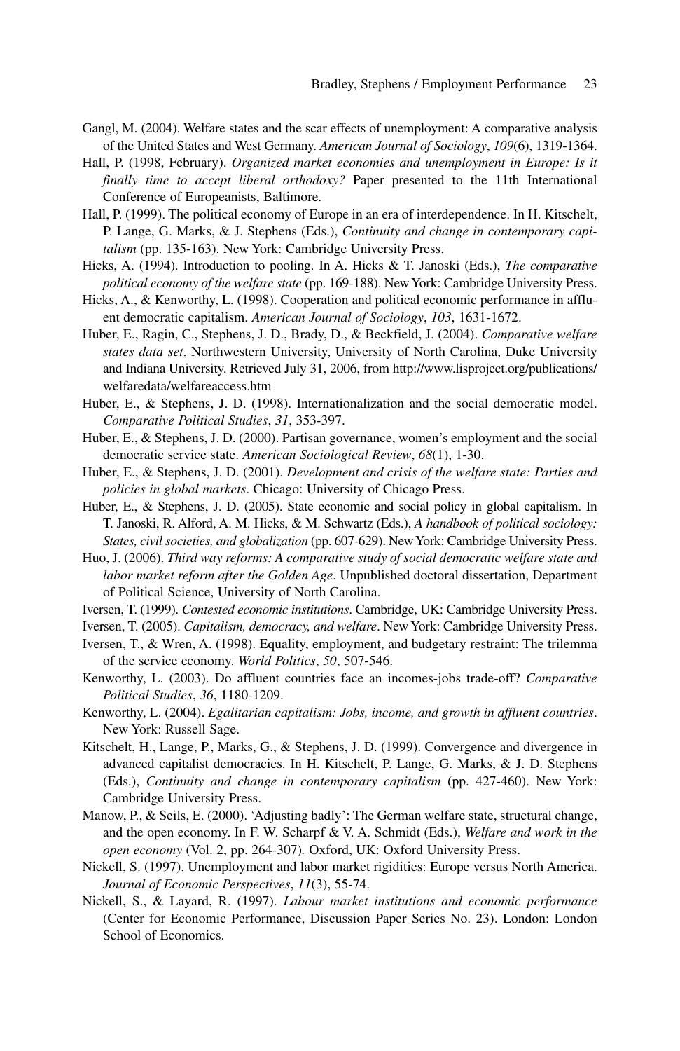Gangl, M. (2004). Welfare states and the scar effects of unemployment: A comparative analysis of the United States and West Germany. *American Journal of Sociology*, *109*(6), 1319-1364.

Hall, P. (1998, February). *Organized market economies and unemployment in Europe: Is it finally time to accept liberal orthodoxy?* Paper presented to the 11th International Conference of Europeanists, Baltimore.

Hall, P. (1999). The political economy of Europe in an era of interdependence. In H. Kitschelt, P. Lange, G. Marks, & J. Stephens (Eds.), *Continuity and change in contemporary capitalism* (pp. 135-163). New York: Cambridge University Press.

Hicks, A. (1994). Introduction to pooling. In A. Hicks & T. Janoski (Eds.), *The comparative political economy of the welfare state* (pp. 169-188). New York: Cambridge University Press.

Hicks, A., & Kenworthy, L. (1998). Cooperation and political economic performance in affluent democratic capitalism. *American Journal of Sociology*, *103*, 1631-1672.

Huber, E., Ragin, C., Stephens, J. D., Brady, D., & Beckfield, J. (2004). *Comparative welfare states data set*. Northwestern University, University of North Carolina, Duke University and Indiana University. Retrieved July 31, 2006, from http://www.lisproject.org/publications/welfaredata/welfareaccess.htm

Huber, E., & Stephens, J. D. (1998). Internationalization and the social democratic model. *Comparative Political Studies*, *31*, 353-397.

Huber, E., & Stephens, J. D. (2000). Partisan governance, women's employment and the social democratic service state. *American Sociological Review*, *68*(1), 1-30.

Huber, E., & Stephens, J. D. (2001). *Development and crisis of the welfare state: Parties and policies in global markets*. Chicago: University of Chicago Press.

Huber, E., & Stephens, J. D. (2005). State economic and social policy in global capitalism. In T. Janoski, R. Alford, A. M. Hicks, & M. Schwartz (Eds.), *A handbook of political sociology: States, civil societies, and globalization* (pp. 607-629). New York: Cambridge University Press.

Huo, J. (2006). *Third way reforms: A comparative study of social democratic welfare state and labor market reform after the Golden Age*. Unpublished doctoral dissertation, Department of Political Science, University of North Carolina.

Iversen, T. (1999). *Contested economic institutions*. Cambridge, UK: Cambridge University Press.

Iversen, T. (2005). *Capitalism, democracy, and welfare*. New York: Cambridge University Press.

Iversen, T., & Wren, A. (1998). Equality, employment, and budgetary restraint: The trilemma of the service economy. *World Politics*, *50*, 507-546.

Kenworthy, L. (2003). Do affluent countries face an incomes-jobs trade-off? *Comparative Political Studies*, *36*, 1180-1209.

Kenworthy, L. (2004). *Egalitarian capitalism: Jobs, income, and growth in affluent countries*. New York: Russell Sage.

Kitschelt, H., Lange, P., Marks, G., & Stephens, J. D. (1999). Convergence and divergence in advanced capitalist democracies. In H. Kitschelt, P. Lange, G. Marks, & J. D. Stephens (Eds.), *Continuity and change in contemporary capitalism* (pp. 427-460). New York: Cambridge University Press.

Manow, P., & Seils, E. (2000). 'Adjusting badly': The German welfare state, structural change, and the open economy. In F. W. Scharpf & V. A. Schmidt (Eds.), *Welfare and work in the open economy* (Vol. 2, pp. 264-307). Oxford, UK: Oxford University Press.

Nickell, S. (1997). Unemployment and labor market rigidities: Europe versus North America. *Journal of Economic Perspectives*, *11*(3), 55-74.

Nickell, S., & Layard, R. (1997). *Labour market institutions and economic performance* (Center for Economic Performance, Discussion Paper Series No. 23). London: London School of Economics.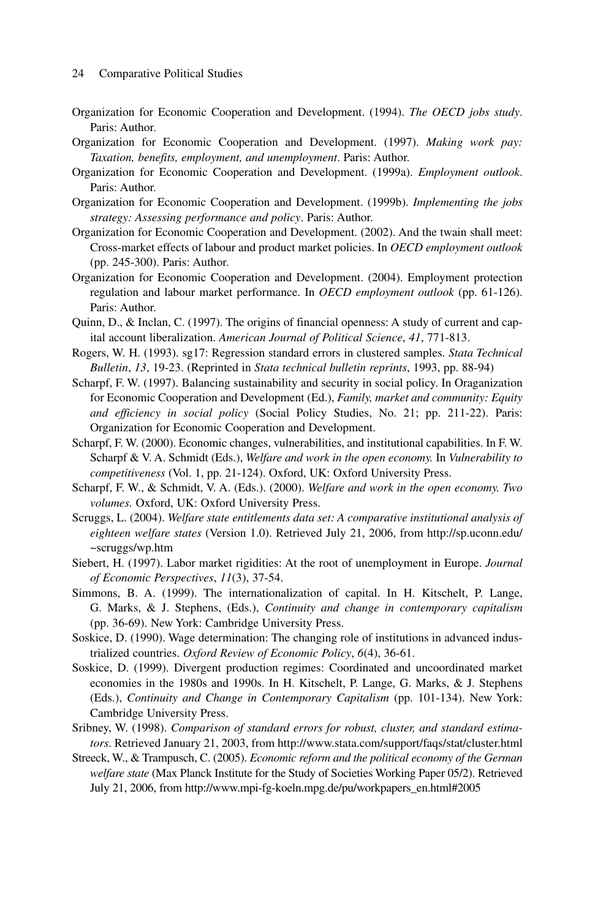Organization for Economic Cooperation and Development. (1994). *The OECD jobs study*. Paris: Author.

Organization for Economic Cooperation and Development. (1997). *Making work pay: Taxation, benefits, employment, and unemployment*. Paris: Author.

Organization for Economic Cooperation and Development. (1999a). *Employment outlook*. Paris: Author.

Organization for Economic Cooperation and Development. (1999b). *Implementing the jobs strategy: Assessing performance and policy*. Paris: Author.

Organization for Economic Cooperation and Development. (2002). And the twain shall meet: Cross-market effects of labour and product market policies. In *OECD employment outlook* (pp. 245-300). Paris: Author.

Organization for Economic Cooperation and Development. (2004). Employment protection regulation and labour market performance. In *OECD employment outlook* (pp. 61-126). Paris: Author.

Quinn, D., & Inclan, C. (1997). The origins of financial openness: A study of current and capital account liberalization. *American Journal of Political Science*, *41*, 771-813.

Rogers, W. H. (1993). sg17: Regression standard errors in clustered samples. *Stata Technical Bulletin*, *13*, 19-23. (Reprinted in *Stata technical bulletin reprints*, 1993, pp. 88-94)

Scharpf, F. W. (1997). Balancing sustainability and security in social policy. In Oraganization for Economic Cooperation and Development (Ed.), *Family, market and community: Equity and efficiency in social policy* (Social Policy Studies, No. 21; pp. 211-22). Paris: Organization for Economic Cooperation and Development.

Scharpf, F. W. (2000). Economic changes, vulnerabilities, and institutional capabilities. In F. W. Scharpf & V. A. Schmidt (Eds.), *Welfare and work in the open economy.* In *Vulnerability to competitiveness* (Vol. 1, pp. 21-124). Oxford, UK: Oxford University Press.

Scharpf, F. W., & Schmidt, V. A. (Eds.). (2000). *Welfare and work in the open economy. Two volumes.* Oxford, UK: Oxford University Press.

Scruggs, L. (2004). *Welfare state entitlements data set: A comparative institutional analysis of eighteen welfare states* (Version 1.0). Retrieved July 21, 2006, from http://sp.uconn.edu/~scruggs/wp.htm

Siebert, H. (1997). Labor market rigidities: At the root of unemployment in Europe. *Journal of Economic Perspectives*, *11*(3), 37-54.

Simmons, B. A. (1999). The internationalization of capital. In H. Kitschelt, P. Lange, G. Marks, & J. Stephens, (Eds.), *Continuity and change in contemporary capitalism* (pp. 36-69). New York: Cambridge University Press.

Soskice, D. (1990). Wage determination: The changing role of institutions in advanced industrialized countries. *Oxford Review of Economic Policy*, *6*(4), 36-61.

Soskice, D. (1999). Divergent production regimes: Coordinated and uncoordinated market economies in the 1980s and 1990s. In H. Kitschelt, P. Lange, G. Marks, & J. Stephens (Eds.), *Continuity and Change in Contemporary Capitalism* (pp. 101-134). New York: Cambridge University Press.

Sribney, W. (1998). *Comparison of standard errors for robust, cluster, and standard estimators*. Retrieved January 21, 2003, from http://www.stata.com/support/faqs/stat/cluster.html

Streeck, W., & Trampusch, C. (2005). *Economic reform and the political economy of the German welfare state* (Max Planck Institute for the Study of Societies Working Paper 05/2). Retrieved July 21, 2006, from http://www.mpi-fg-koeln.mpg.de/pu/workpapers_en.html#2005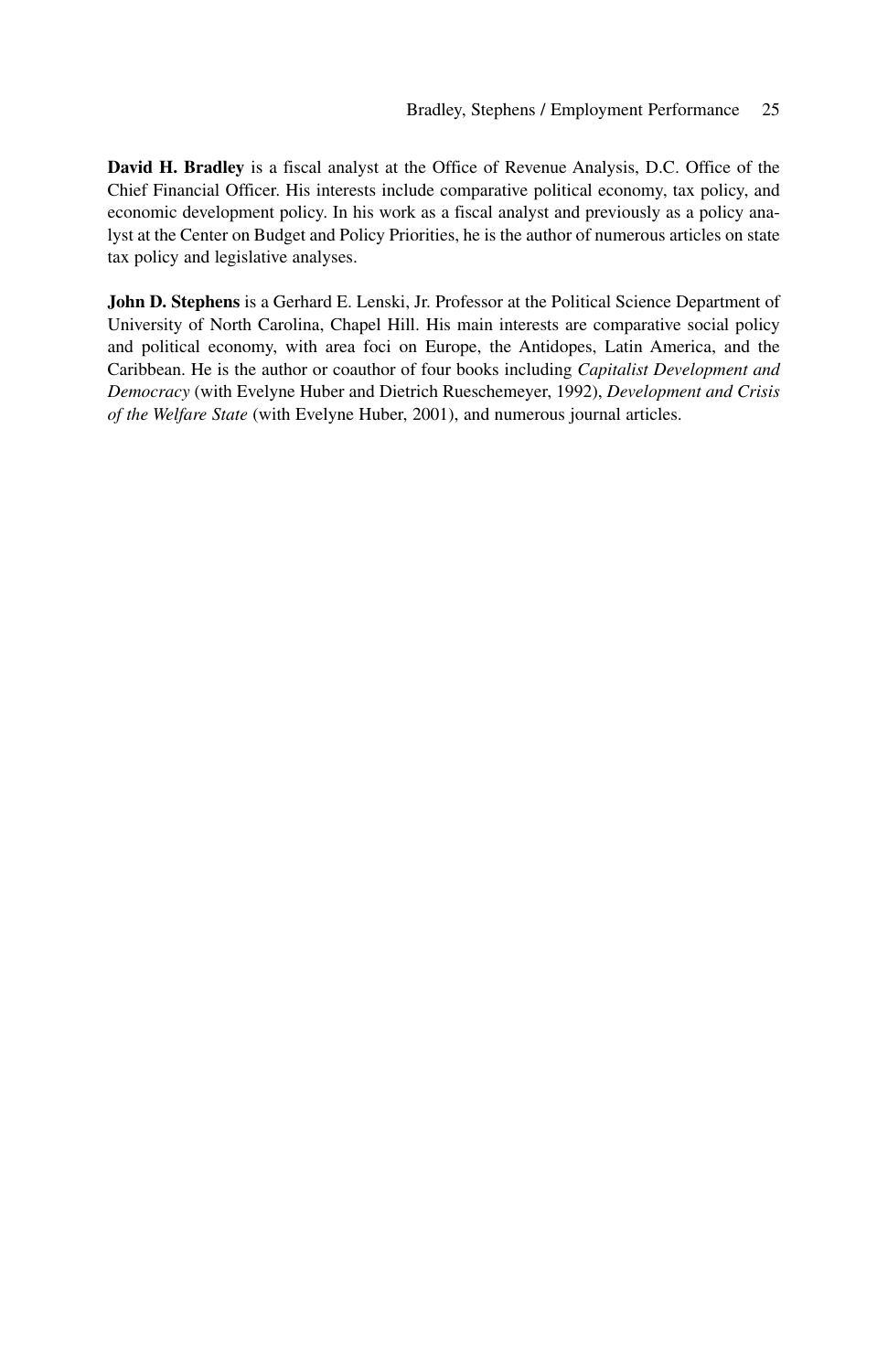**David H. Bradley** is a fiscal analyst at the Office of Revenue Analysis, D.C. Office of the Chief Financial Officer. His interests include comparative political economy, tax policy, and economic development policy. In his work as a fiscal analyst and previously as a policy analyst at the Center on Budget and Policy Priorities, he is the author of numerous articles on state tax policy and legislative analyses.

**John D. Stephens** is a Gerhard E. Lenski, Jr. Professor at the Political Science Department of University of North Carolina, Chapel Hill. His main interests are comparative social policy and political economy, with area foci on Europe, the Antidopes, Latin America, and the Caribbean. He is the author or coauthor of four books including *Capitalist Development and Democracy* (with Evelyne Huber and Dietrich Rueschemeyer, 1992), *Development and Crisis of the Welfare State* (with Evelyne Huber, 2001), and numerous journal articles.